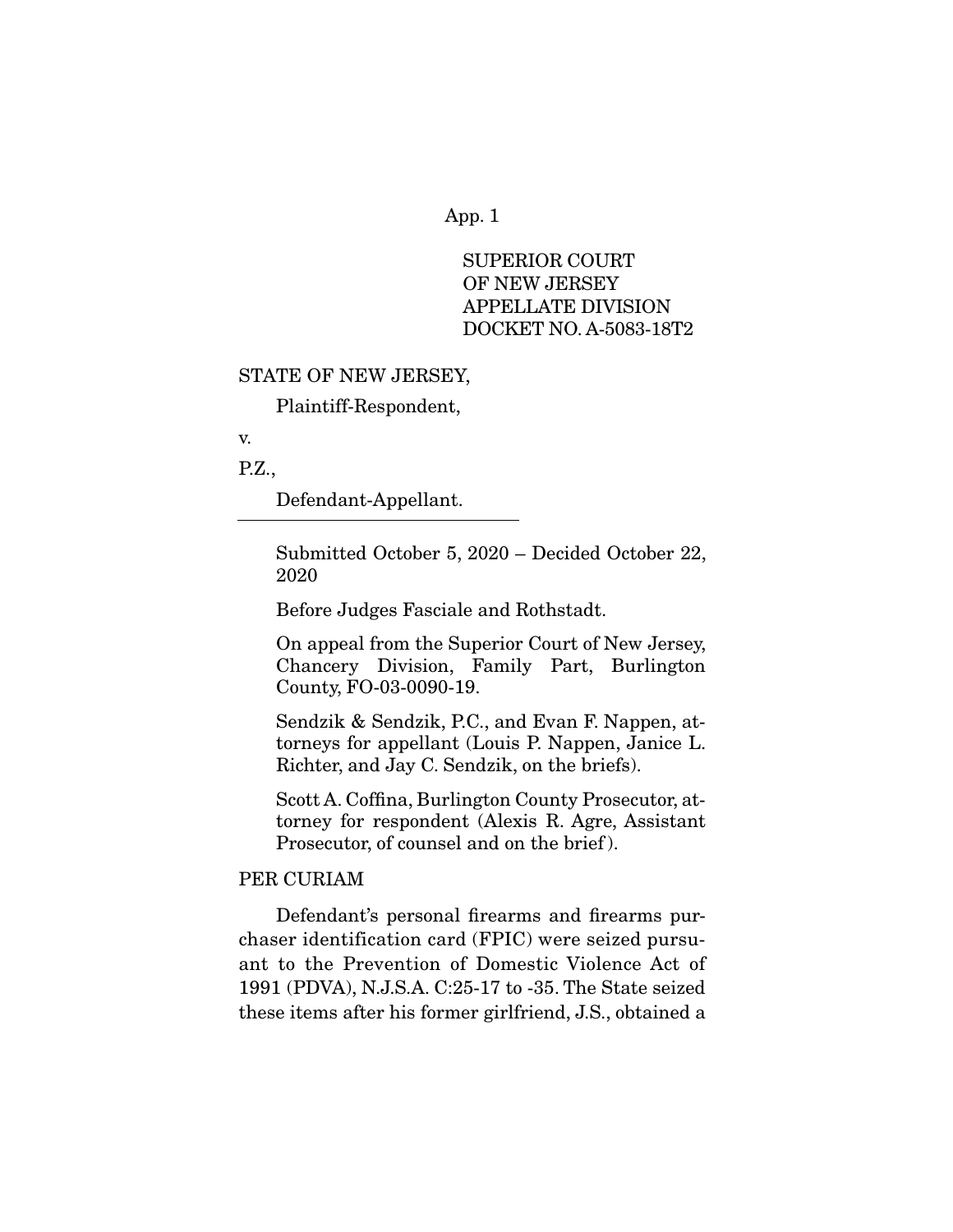SUPERIOR COURT
OF NEW JERSEY
APPELLATE DIVISION
DOCKET NO. A-5083-18T2

STATE OF NEW JERSEY,

Plaintiff-Respondent,

v.

P.Z.,

Defendant-Appellant.

---

Submitted October 5, 2020 – Decided October 22, 2020

Before Judges Fasciale and Rothstadt.

On appeal from the Superior Court of New Jersey, Chancery Division, Family Part, Burlington County, FO-03-0090-19.

Sendzik & Sendzik, P.C., and Evan F. Nappen, attorneys for appellant (Louis P. Nappen, Janice L. Richter, and Jay C. Sendzik, on the briefs).

Scott A. Coffina, Burlington County Prosecutor, attorney for respondent (Alexis R. Agre, Assistant Prosecutor, of counsel and on the brief).

PER CURIAM

Defendant's personal firearms and firearms purchaser identification card (FPIC) were seized pursuant to the Prevention of Domestic Violence Act of 1991 (PDVA), N.J.S.A. C:25-17 to -35. The State seized these items after his former girlfriend, J.S., obtained a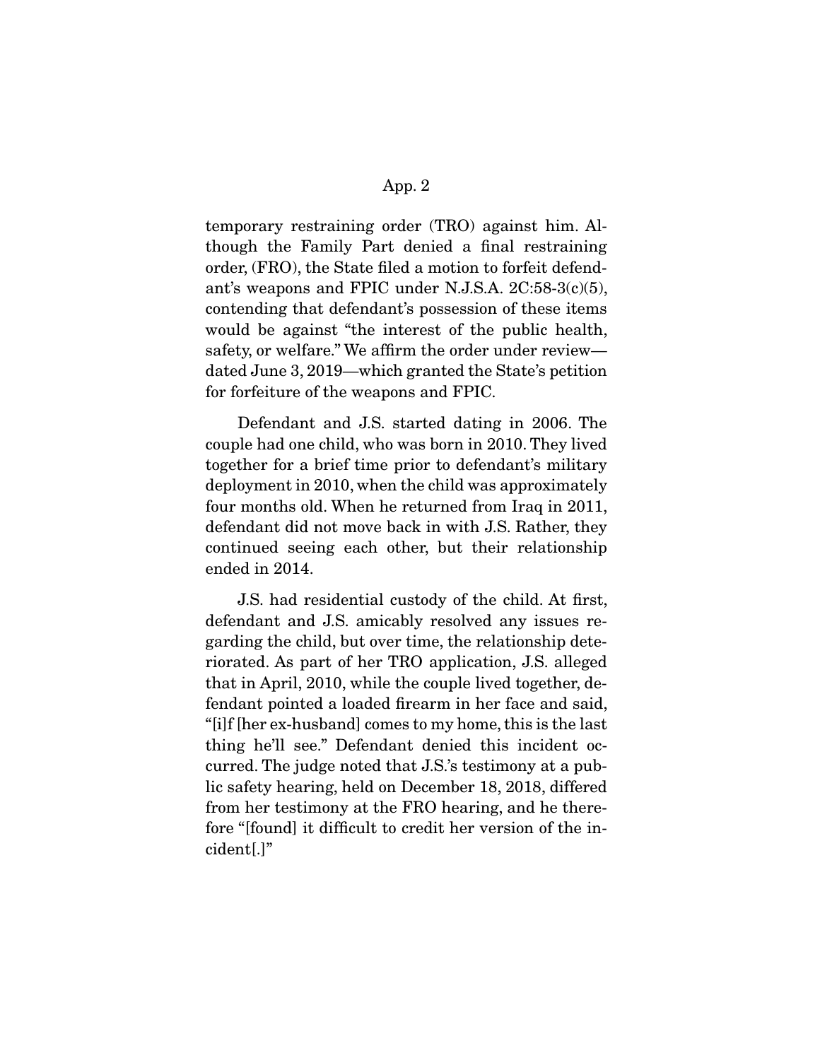temporary restraining order (TRO) against him. Although the Family Part denied a final restraining order, (FRO), the State filed a motion to forfeit defendant's weapons and FPIC under N.J.S.A. 2C:58-3(c)(5), contending that defendant's possession of these items would be against "the interest of the public health, safety, or welfare." We affirm the order under review—dated June 3, 2019—which granted the State's petition for forfeiture of the weapons and FPIC.

Defendant and J.S. started dating in 2006. The couple had one child, who was born in 2010. They lived together for a brief time prior to defendant's military deployment in 2010, when the child was approximately four months old. When he returned from Iraq in 2011, defendant did not move back in with J.S. Rather, they continued seeing each other, but their relationship ended in 2014.

J.S. had residential custody of the child. At first, defendant and J.S. amicably resolved any issues regarding the child, but over time, the relationship deteriorated. As part of her TRO application, J.S. alleged that in April, 2010, while the couple lived together, defendant pointed a loaded firearm in her face and said, "[i]f [her ex-husband] comes to my home, this is the last thing he'll see." Defendant denied this incident occurred. The judge noted that J.S.'s testimony at a public safety hearing, held on December 18, 2018, differed from her testimony at the FRO hearing, and he therefore "[found] it difficult to credit her version of the incident[.]"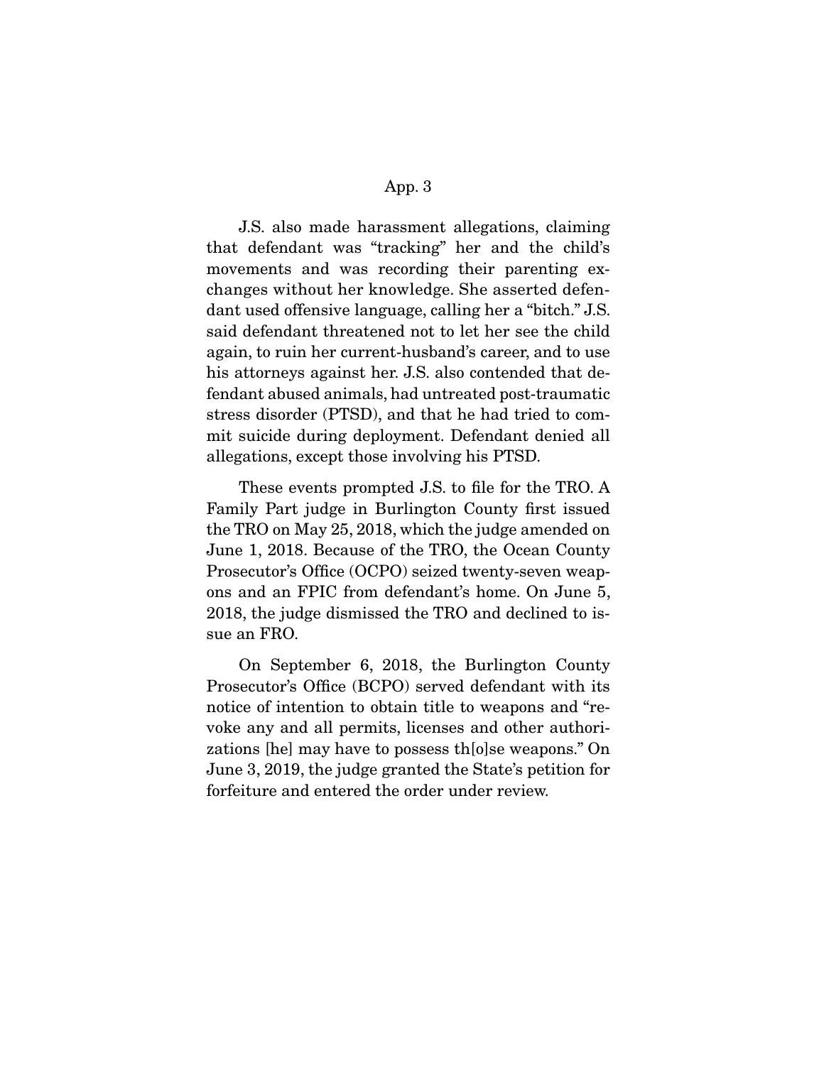J.S. also made harassment allegations, claiming that defendant was "tracking" her and the child's movements and was recording their parenting exchanges without her knowledge. She asserted defendant used offensive language, calling her a "bitch." J.S. said defendant threatened not to let her see the child again, to ruin her current-husband's career, and to use his attorneys against her. J.S. also contended that defendant abused animals, had untreated post-traumatic stress disorder (PTSD), and that he had tried to commit suicide during deployment. Defendant denied all allegations, except those involving his PTSD.

These events prompted J.S. to file for the TRO. A Family Part judge in Burlington County first issued the TRO on May 25, 2018, which the judge amended on June 1, 2018. Because of the TRO, the Ocean County Prosecutor's Office (OCPO) seized twenty-seven weapons and an FPIC from defendant's home. On June 5, 2018, the judge dismissed the TRO and declined to issue an FRO.

On September 6, 2018, the Burlington County Prosecutor's Office (BCPO) served defendant with its notice of intention to obtain title to weapons and "revoke any and all permits, licenses and other authorizations [he] may have to possess th[o]se weapons." On June 3, 2019, the judge granted the State's petition for forfeiture and entered the order under review.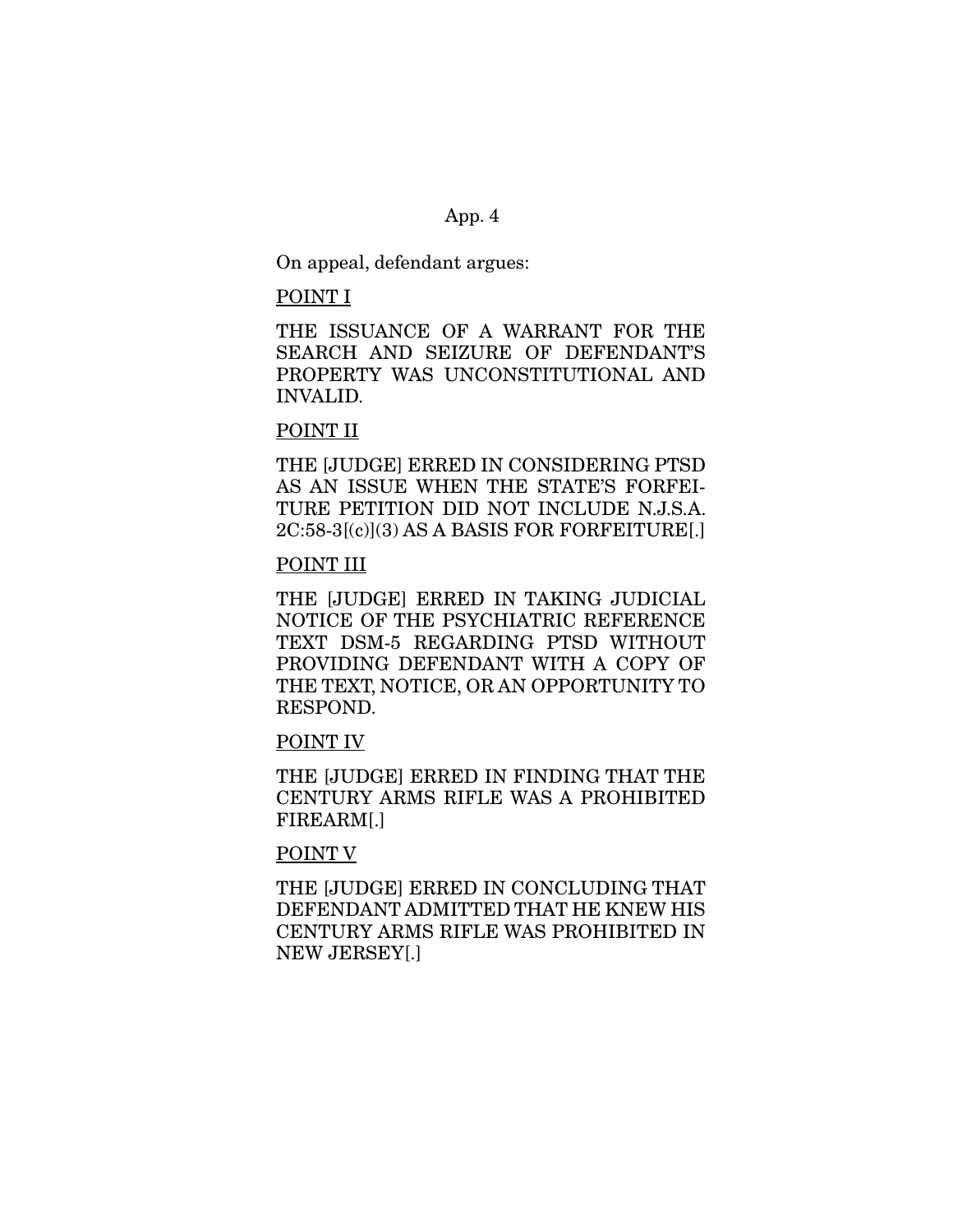On appeal, defendant argues:

<u>POINT I</u>

THE ISSUANCE OF A WARRANT FOR THE SEARCH AND SEIZURE OF DEFENDANT'S PROPERTY WAS UNCONSTITUTIONAL AND INVALID.

<u>POINT II</u>

THE [JUDGE] ERRED IN CONSIDERING PTSD AS AN ISSUE WHEN THE STATE'S FORFEITURE PETITION DID NOT INCLUDE N.J.S.A. 2C:58-3[(c)](3) AS A BASIS FOR FORFEITURE[.]

<u>POINT III</u>

THE [JUDGE] ERRED IN TAKING JUDICIAL NOTICE OF THE PSYCHIATRIC REFERENCE TEXT DSM-5 REGARDING PTSD WITHOUT PROVIDING DEFENDANT WITH A COPY OF THE TEXT, NOTICE, OR AN OPPORTUNITY TO RESPOND.

<u>POINT IV</u>

THE [JUDGE] ERRED IN FINDING THAT THE CENTURY ARMS RIFLE WAS A PROHIBITED FIREARM[.]

<u>POINT V</u>

THE [JUDGE] ERRED IN CONCLUDING THAT DEFENDANT ADMITTED THAT HE KNEW HIS CENTURY ARMS RIFLE WAS PROHIBITED IN NEW JERSEY[.]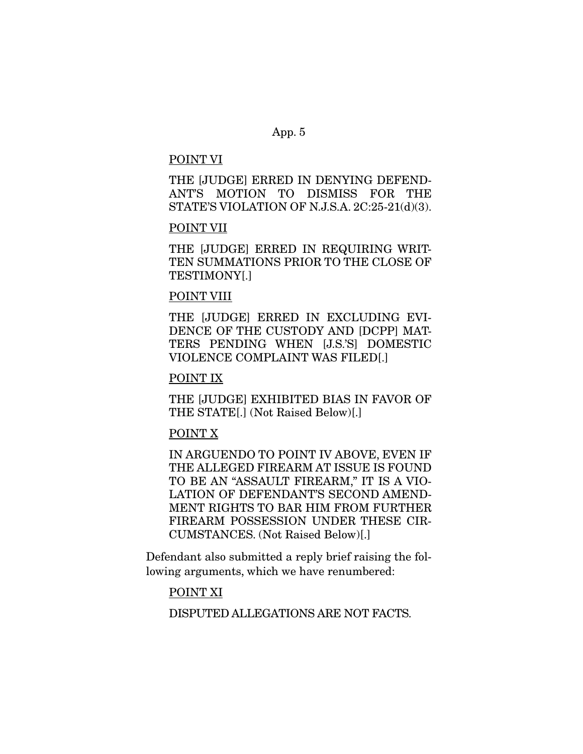POINT VI

THE [JUDGE] ERRED IN DENYING DEFENDANT'S MOTION TO DISMISS FOR THE STATE'S VIOLATION OF N.J.S.A. 2C:25-21(d)(3).

POINT VII

THE [JUDGE] ERRED IN REQUIRING WRITTEN SUMMATIONS PRIOR TO THE CLOSE OF TESTIMONY[.]

POINT VIII

THE [JUDGE] ERRED IN EXCLUDING EVIDENCE OF THE CUSTODY AND [DCPP] MATTERS PENDING WHEN [J.S.'S] DOMESTIC VIOLENCE COMPLAINT WAS FILED[.]

POINT IX

THE [JUDGE] EXHIBITED BIAS IN FAVOR OF THE STATE[.] (Not Raised Below)[.]

POINT X

IN ARGUENDO TO POINT IV ABOVE, EVEN IF THE ALLEGED FIREARM AT ISSUE IS FOUND TO BE AN "ASSAULT FIREARM," IT IS A VIOLATION OF DEFENDANT'S SECOND AMENDMENT RIGHTS TO BAR HIM FROM FURTHER FIREARM POSSESSION UNDER THESE CIRCUMSTANCES. (Not Raised Below)[.]

Defendant also submitted a reply brief raising the following arguments, which we have renumbered:

POINT XI

DISPUTED ALLEGATIONS ARE NOT FACTS.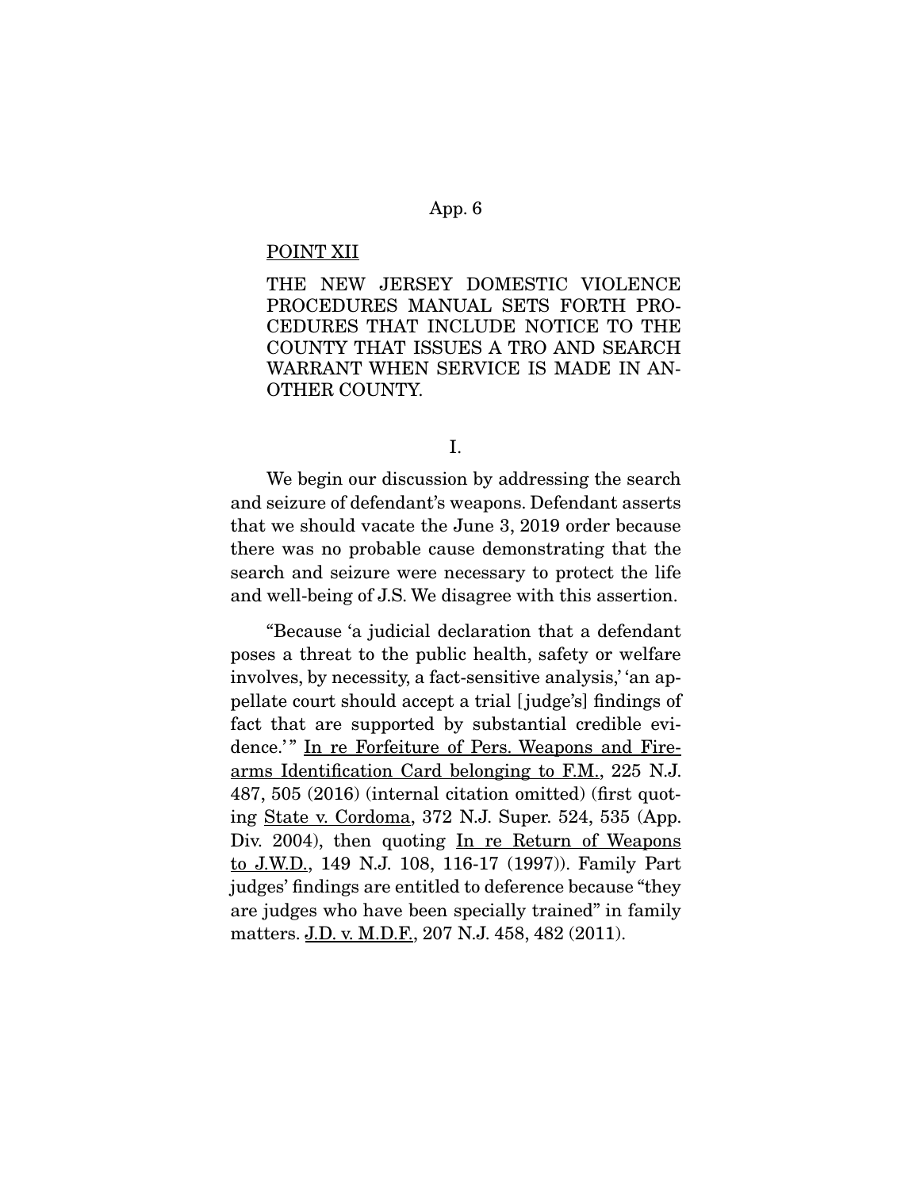POINT XII

THE NEW JERSEY DOMESTIC VIOLENCE PROCEDURES MANUAL SETS FORTH PROCEDURES THAT INCLUDE NOTICE TO THE COUNTY THAT ISSUES A TRO AND SEARCH WARRANT WHEN SERVICE IS MADE IN ANOTHER COUNTY.

I.

We begin our discussion by addressing the search and seizure of defendant's weapons. Defendant asserts that we should vacate the June 3, 2019 order because there was no probable cause demonstrating that the search and seizure were necessary to protect the life and well-being of J.S. We disagree with this assertion.

"Because 'a judicial declaration that a defendant poses a threat to the public health, safety or welfare involves, by necessity, a fact-sensitive analysis,' 'an appellate court should accept a trial [judge's] findings of fact that are supported by substantial credible evidence.'" In re Forfeiture of Pers. Weapons and Firearms Identification Card belonging to F.M., 225 N.J. 487, 505 (2016) (internal citation omitted) (first quoting State v. Cordoma, 372 N.J. Super. 524, 535 (App. Div. 2004), then quoting In re Return of Weapons to J.W.D., 149 N.J. 108, 116-17 (1997)). Family Part judges' findings are entitled to deference because "they are judges who have been specially trained" in family matters. J.D. v. M.D.F., 207 N.J. 458, 482 (2011).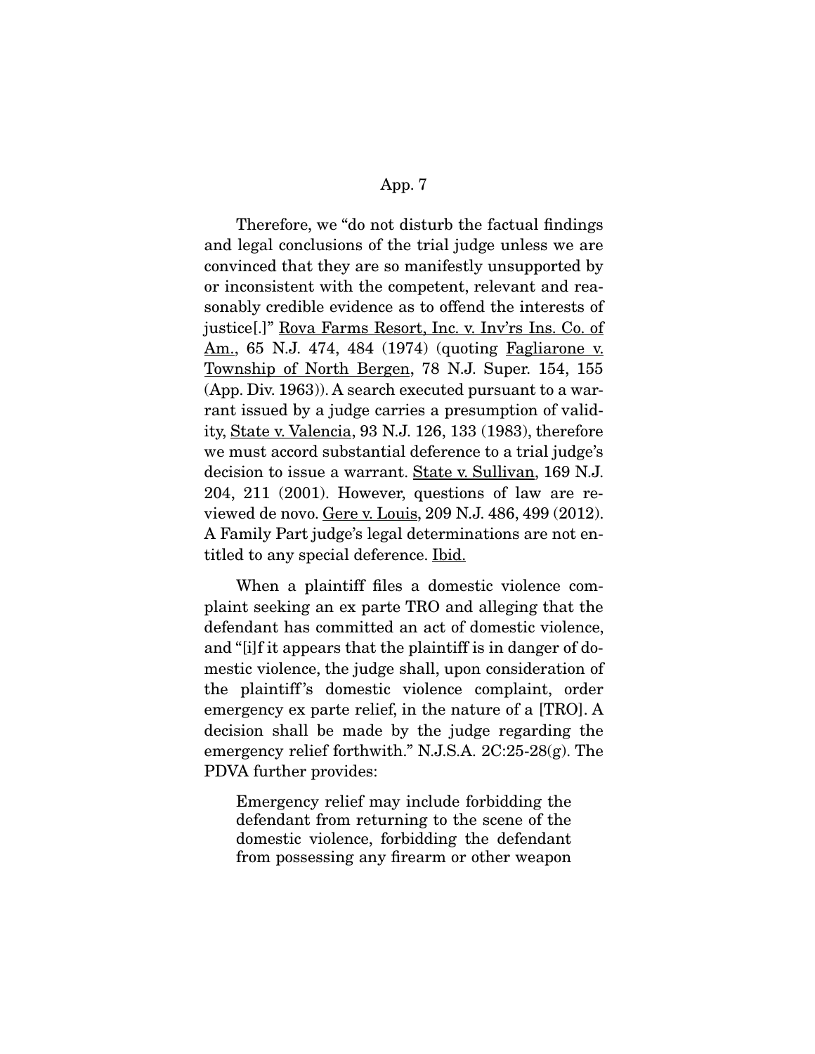Therefore, we "do not disturb the factual findings and legal conclusions of the trial judge unless we are convinced that they are so manifestly unsupported by or inconsistent with the competent, relevant and reasonably credible evidence as to offend the interests of justice[.]" Rova Farms Resort, Inc. v. Inv'rs Ins. Co. of Am., 65 N.J. 474, 484 (1974) (quoting Fagliarone v. Township of North Bergen, 78 N.J. Super. 154, 155 (App. Div. 1963)). A search executed pursuant to a warrant issued by a judge carries a presumption of validity, State v. Valencia, 93 N.J. 126, 133 (1983), therefore we must accord substantial deference to a trial judge's decision to issue a warrant. State v. Sullivan, 169 N.J. 204, 211 (2001). However, questions of law are reviewed de novo. Gere v. Louis, 209 N.J. 486, 499 (2012). A Family Part judge's legal determinations are not entitled to any special deference. Ibid.

When a plaintiff files a domestic violence complaint seeking an ex parte TRO and alleging that the defendant has committed an act of domestic violence, and "[i]f it appears that the plaintiff is in danger of domestic violence, the judge shall, upon consideration of the plaintiff's domestic violence complaint, order emergency ex parte relief, in the nature of a [TRO]. A decision shall be made by the judge regarding the emergency relief forthwith." N.J.S.A. 2C:25-28(g). The PDVA further provides:

> Emergency relief may include forbidding the defendant from returning to the scene of the domestic violence, forbidding the defendant from possessing any firearm or other weapon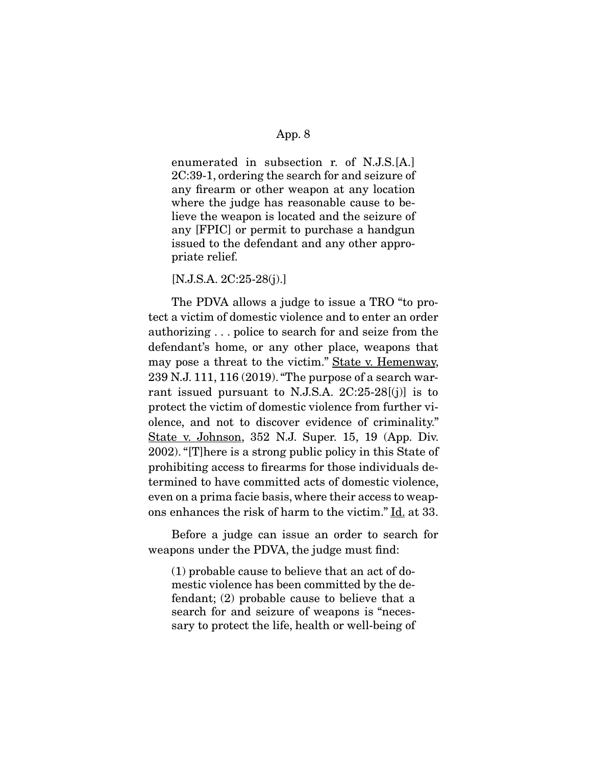> enumerated in subsection r. of N.J.S.[A.] 2C:39-1, ordering the search for and seizure of any firearm or other weapon at any location where the judge has reasonable cause to believe the weapon is located and the seizure of any [FPIC] or permit to purchase a handgun issued to the defendant and any other appropriate relief.
>
> [N.J.S.A. 2C:25-28(j).]

The PDVA allows a judge to issue a TRO "to protect a victim of domestic violence and to enter an order authorizing . . . police to search for and seize from the defendant's home, or any other place, weapons that may pose a threat to the victim." State v. Hemenway, 239 N.J. 111, 116 (2019). "The purpose of a search warrant issued pursuant to N.J.S.A. 2C:25-28[(j)] is to protect the victim of domestic violence from further violence, and not to discover evidence of criminality." State v. Johnson, 352 N.J. Super. 15, 19 (App. Div. 2002). "[T]here is a strong public policy in this State of prohibiting access to firearms for those individuals determined to have committed acts of domestic violence, even on a prima facie basis, where their access to weapons enhances the risk of harm to the victim." Id. at 33.

Before a judge can issue an order to search for weapons under the PDVA, the judge must find:

> (1) probable cause to believe that an act of domestic violence has been committed by the defendant; (2) probable cause to believe that a search for and seizure of weapons is "necessary to protect the life, health or well-being of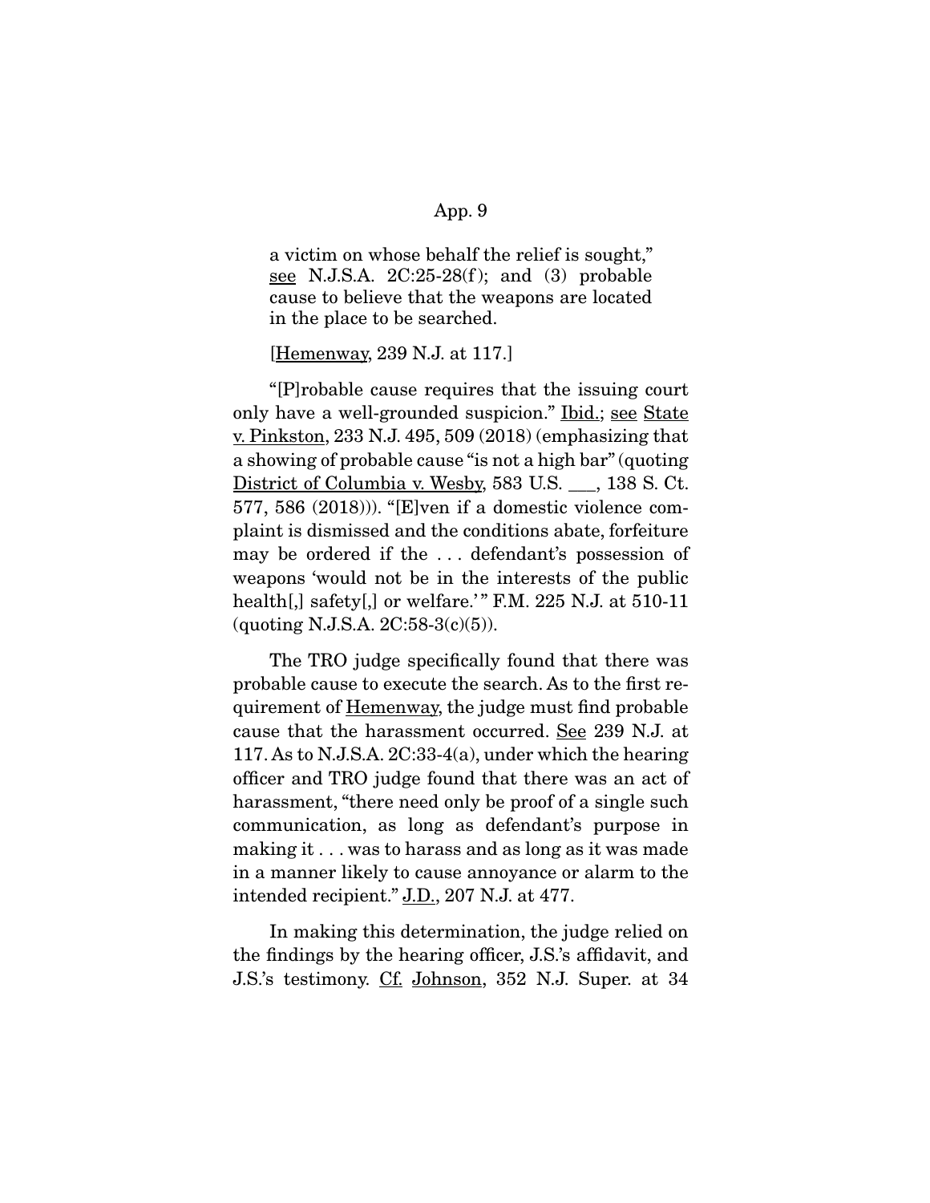a victim on whose behalf the relief is sought," see N.J.S.A. 2C:25-28(f); and (3) probable cause to believe that the weapons are located in the place to be searched.

[Hemenway, 239 N.J. at 117.]

"[P]robable cause requires that the issuing court only have a well-grounded suspicion." Ibid.; see State v. Pinkston, 233 N.J. 495, 509 (2018) (emphasizing that a showing of probable cause "is not a high bar" (quoting District of Columbia v. Wesby, 583 U.S. ___, 138 S. Ct. 577, 586 (2018))). "[E]ven if a domestic violence complaint is dismissed and the conditions abate, forfeiture may be ordered if the . . . defendant's possession of weapons 'would not be in the interests of the public health[,] safety[,] or welfare.'" F.M. 225 N.J. at 510-11 (quoting N.J.S.A. 2C:58-3(c)(5)).

The TRO judge specifically found that there was probable cause to execute the search. As to the first requirement of Hemenway, the judge must find probable cause that the harassment occurred. See 239 N.J. at 117. As to N.J.S.A. 2C:33-4(a), under which the hearing officer and TRO judge found that there was an act of harassment, "there need only be proof of a single such communication, as long as defendant's purpose in making it . . . was to harass and as long as it was made in a manner likely to cause annoyance or alarm to the intended recipient." J.D., 207 N.J. at 477.

In making this determination, the judge relied on the findings by the hearing officer, J.S.'s affidavit, and J.S.'s testimony. Cf. Johnson, 352 N.J. Super. at 34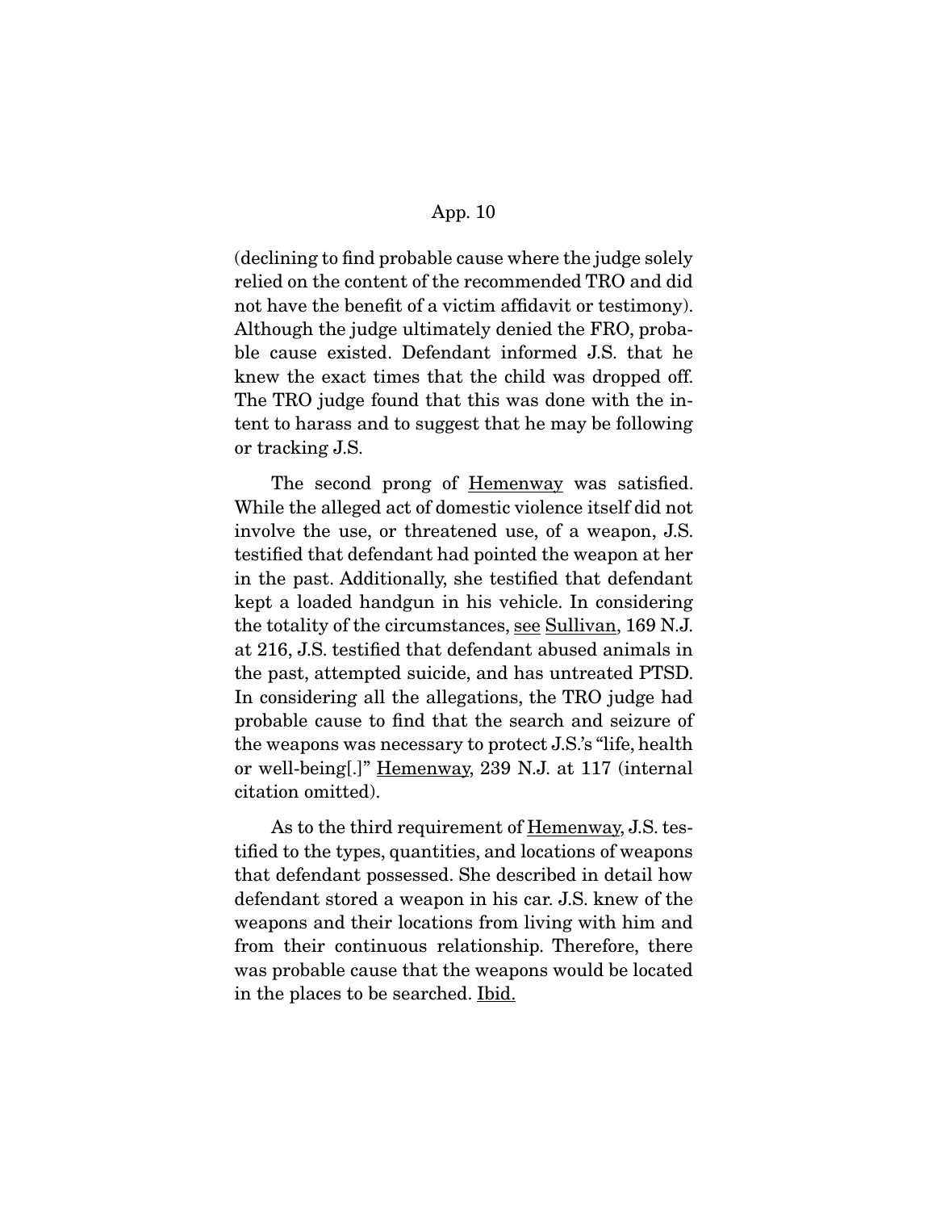(declining to find probable cause where the judge solely relied on the content of the recommended TRO and did not have the benefit of a victim affidavit or testimony). Although the judge ultimately denied the FRO, probable cause existed. Defendant informed J.S. that he knew the exact times that the child was dropped off. The TRO judge found that this was done with the intent to harass and to suggest that he may be following or tracking J.S.

The second prong of Hemenway was satisfied. While the alleged act of domestic violence itself did not involve the use, or threatened use, of a weapon, J.S. testified that defendant had pointed the weapon at her in the past. Additionally, she testified that defendant kept a loaded handgun in his vehicle. In considering the totality of the circumstances, see Sullivan, 169 N.J. at 216, J.S. testified that defendant abused animals in the past, attempted suicide, and has untreated PTSD. In considering all the allegations, the TRO judge had probable cause to find that the search and seizure of the weapons was necessary to protect J.S.'s "life, health or well-being[.]" Hemenway, 239 N.J. at 117 (internal citation omitted).

As to the third requirement of Hemenway, J.S. testified to the types, quantities, and locations of weapons that defendant possessed. She described in detail how defendant stored a weapon in his car. J.S. knew of the weapons and their locations from living with him and from their continuous relationship. Therefore, there was probable cause that the weapons would be located in the places to be searched. Ibid.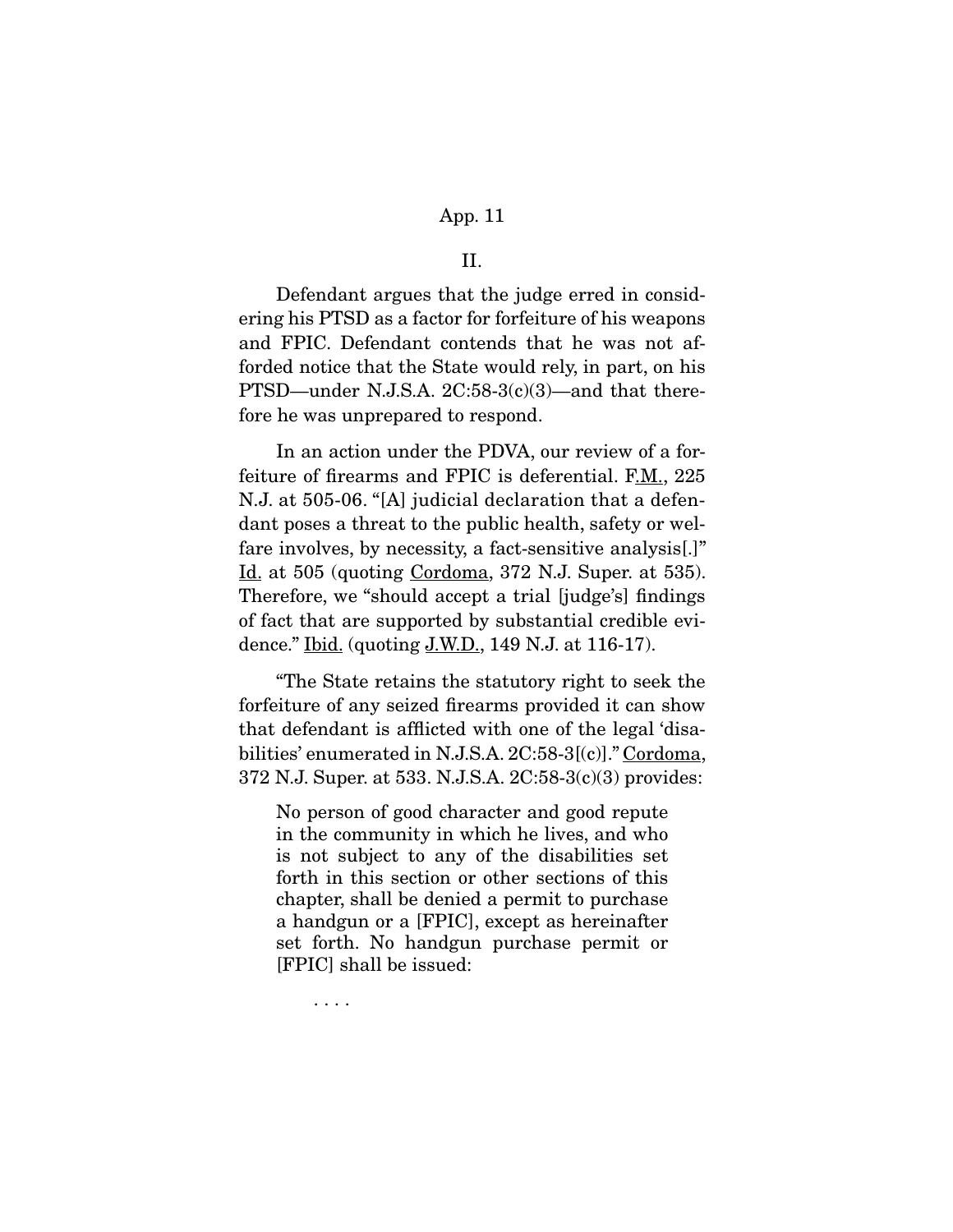II.

Defendant argues that the judge erred in considering his PTSD as a factor for forfeiture of his weapons and FPIC. Defendant contends that he was not afforded notice that the State would rely, in part, on his PTSD—under N.J.S.A. 2C:58-3(c)(3)—and that therefore he was unprepared to respond.

In an action under the PDVA, our review of a forfeiture of firearms and FPIC is deferential. F.M., 225 N.J. at 505-06. "[A] judicial declaration that a defendant poses a threat to the public health, safety or welfare involves, by necessity, a fact-sensitive analysis[.]" Id. at 505 (quoting Cordoma, 372 N.J. Super. at 535). Therefore, we "should accept a trial [judge's] findings of fact that are supported by substantial credible evidence." Ibid. (quoting J.W.D., 149 N.J. at 116-17).

"The State retains the statutory right to seek the forfeiture of any seized firearms provided it can show that defendant is afflicted with one of the legal 'disabilities' enumerated in N.J.S.A. 2C:58-3[(c)]." Cordoma, 372 N.J. Super. at 533. N.J.S.A. 2C:58-3(c)(3) provides:

> No person of good character and good repute in the community in which he lives, and who is not subject to any of the disabilities set forth in this section or other sections of this chapter, shall be denied a permit to purchase a handgun or a [FPIC], except as hereinafter set forth. No handgun purchase permit or [FPIC] shall be issued:
>
> . . . .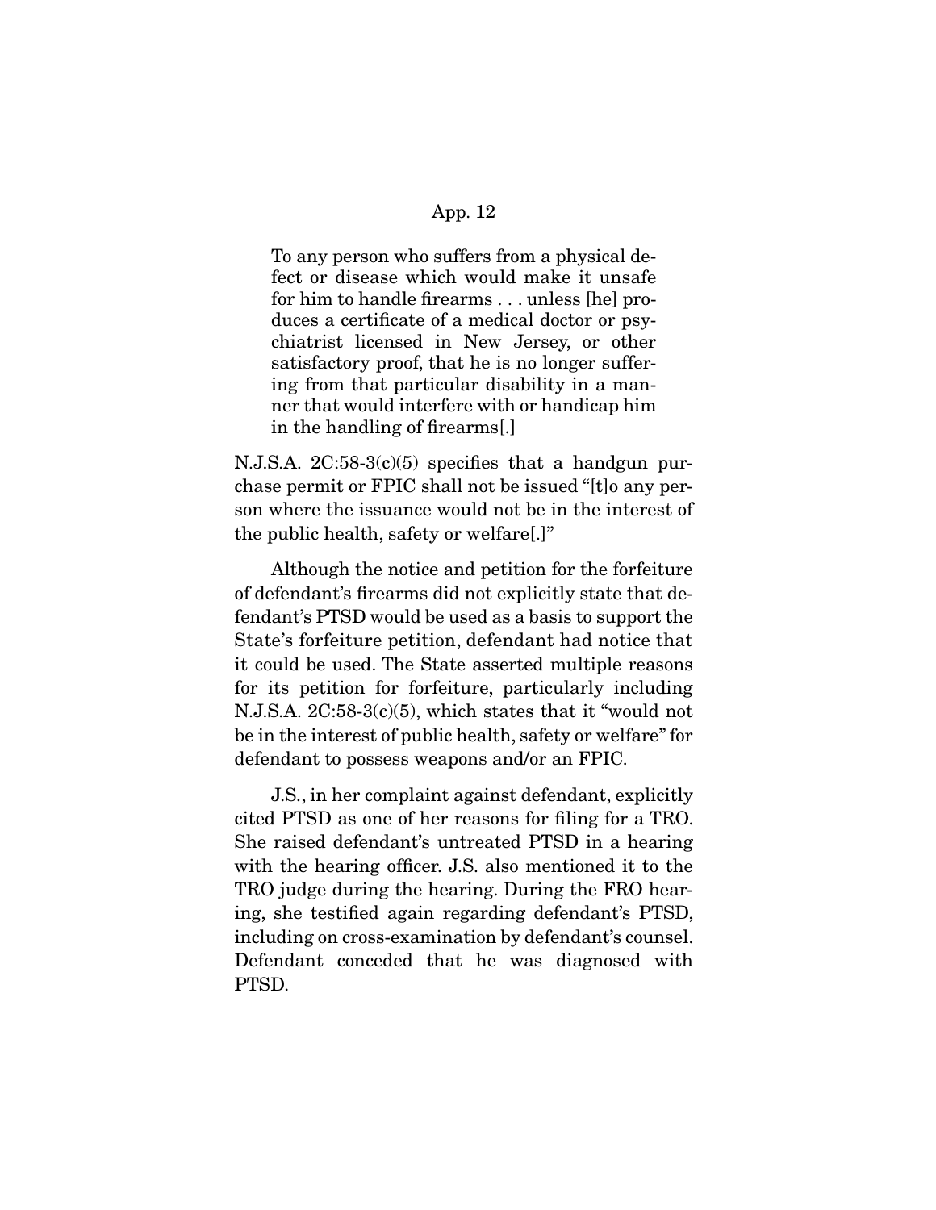> To any person who suffers from a physical defect or disease which would make it unsafe for him to handle firearms . . . unless [he] produces a certificate of a medical doctor or psychiatrist licensed in New Jersey, or other satisfactory proof, that he is no longer suffering from that particular disability in a manner that would interfere with or handicap him in the handling of firearms[.]

N.J.S.A. 2C:58-3(c)(5) specifies that a handgun purchase permit or FPIC shall not be issued "[t]o any person where the issuance would not be in the interest of the public health, safety or welfare[.]"

Although the notice and petition for the forfeiture of defendant's firearms did not explicitly state that defendant's PTSD would be used as a basis to support the State's forfeiture petition, defendant had notice that it could be used. The State asserted multiple reasons for its petition for forfeiture, particularly including N.J.S.A. 2C:58-3(c)(5), which states that it "would not be in the interest of public health, safety or welfare" for defendant to possess weapons and/or an FPIC.

J.S., in her complaint against defendant, explicitly cited PTSD as one of her reasons for filing for a TRO. She raised defendant's untreated PTSD in a hearing with the hearing officer. J.S. also mentioned it to the TRO judge during the hearing. During the FRO hearing, she testified again regarding defendant's PTSD, including on cross-examination by defendant's counsel. Defendant conceded that he was diagnosed with PTSD.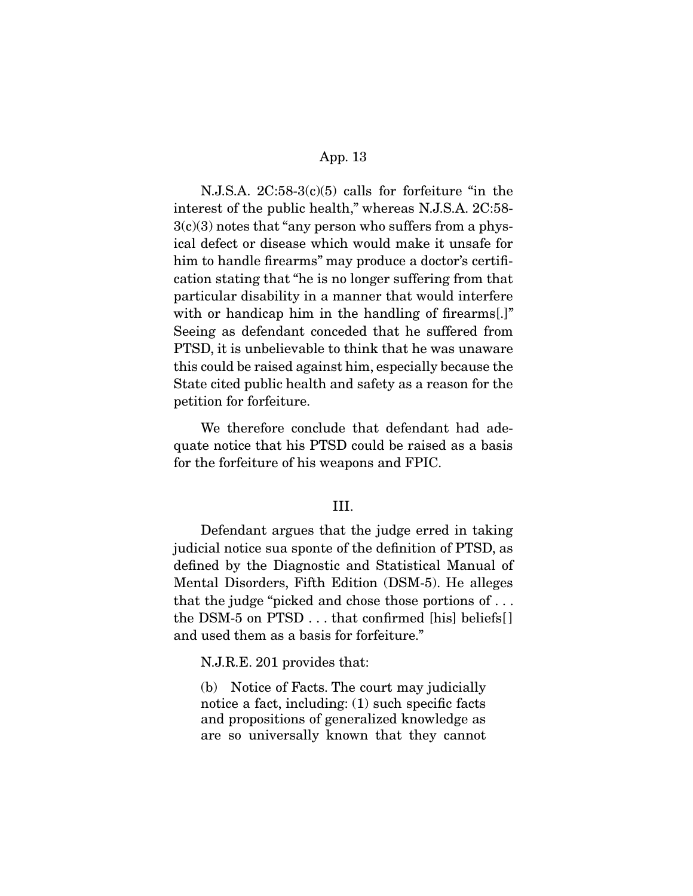N.J.S.A. 2C:58-3(c)(5) calls for forfeiture "in the interest of the public health," whereas N.J.S.A. 2C:58-3(c)(3) notes that "any person who suffers from a physical defect or disease which would make it unsafe for him to handle firearms" may produce a doctor's certification stating that "he is no longer suffering from that particular disability in a manner that would interfere with or handicap him in the handling of firearms[.]" Seeing as defendant conceded that he suffered from PTSD, it is unbelievable to think that he was unaware this could be raised against him, especially because the State cited public health and safety as a reason for the petition for forfeiture.

We therefore conclude that defendant had adequate notice that his PTSD could be raised as a basis for the forfeiture of his weapons and FPIC.

## III.

Defendant argues that the judge erred in taking judicial notice sua sponte of the definition of PTSD, as defined by the Diagnostic and Statistical Manual of Mental Disorders, Fifth Edition (DSM-5). He alleges that the judge "picked and chose those portions of . . . the DSM-5 on PTSD . . . that confirmed [his] beliefs[] and used them as a basis for forfeiture."

N.J.R.E. 201 provides that:

> (b) Notice of Facts. The court may judicially notice a fact, including: (1) such specific facts and propositions of generalized knowledge as are so universally known that they cannot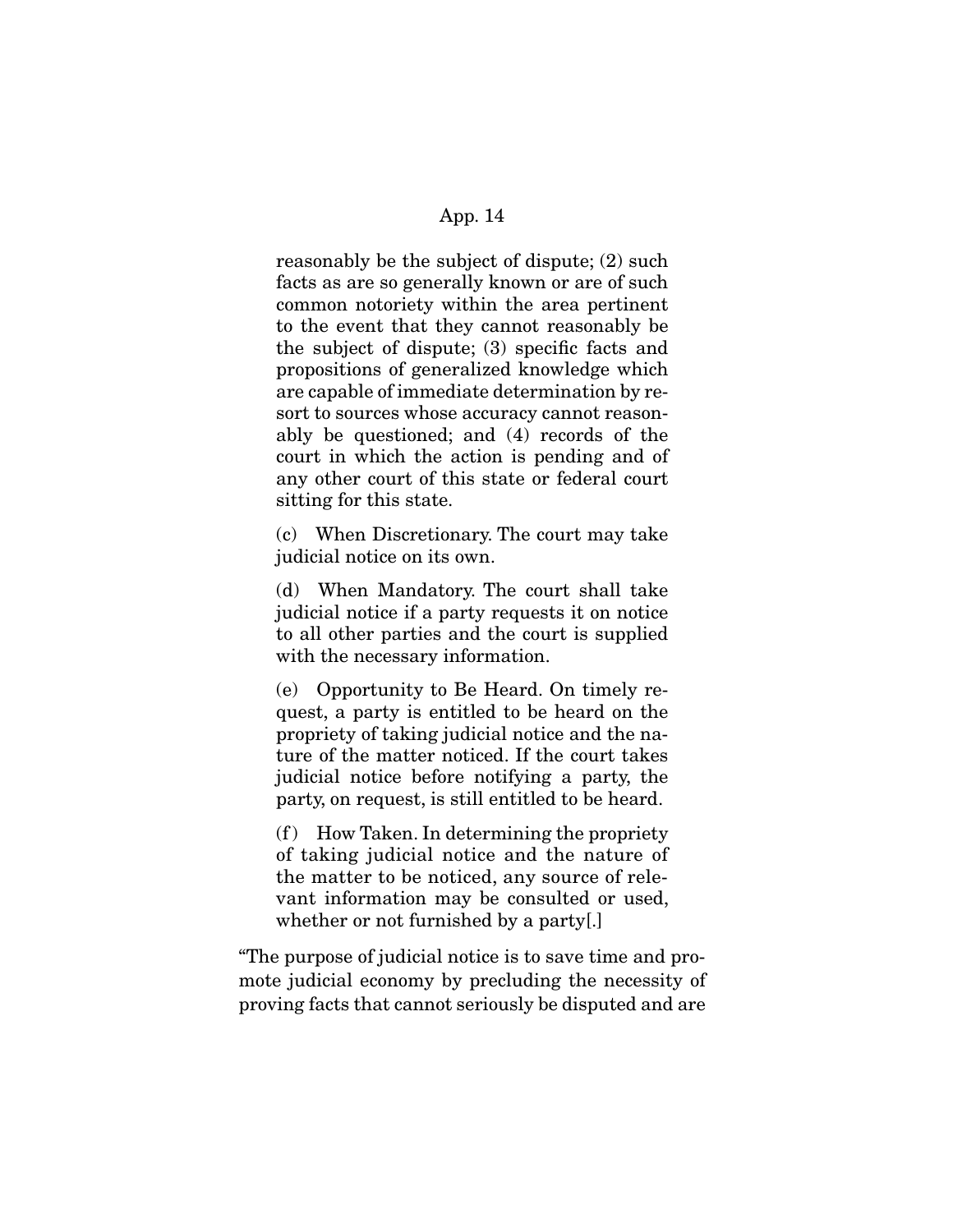reasonably be the subject of dispute; (2) such facts as are so generally known or are of such common notoriety within the area pertinent to the event that they cannot reasonably be the subject of dispute; (3) specific facts and propositions of generalized knowledge which are capable of immediate determination by resort to sources whose accuracy cannot reasonably be questioned; and (4) records of the court in which the action is pending and of any other court of this state or federal court sitting for this state.

> (c) When Discretionary. The court may take judicial notice on its own.
>
> (d) When Mandatory. The court shall take judicial notice if a party requests it on notice to all other parties and the court is supplied with the necessary information.
>
> (e) Opportunity to Be Heard. On timely request, a party is entitled to be heard on the propriety of taking judicial notice and the nature of the matter noticed. If the court takes judicial notice before notifying a party, the party, on request, is still entitled to be heard.
>
> (f) How Taken. In determining the propriety of taking judicial notice and the nature of the matter to be noticed, any source of relevant information may be consulted or used, whether or not furnished by a party[.]

"The purpose of judicial notice is to save time and promote judicial economy by precluding the necessity of proving facts that cannot seriously be disputed and are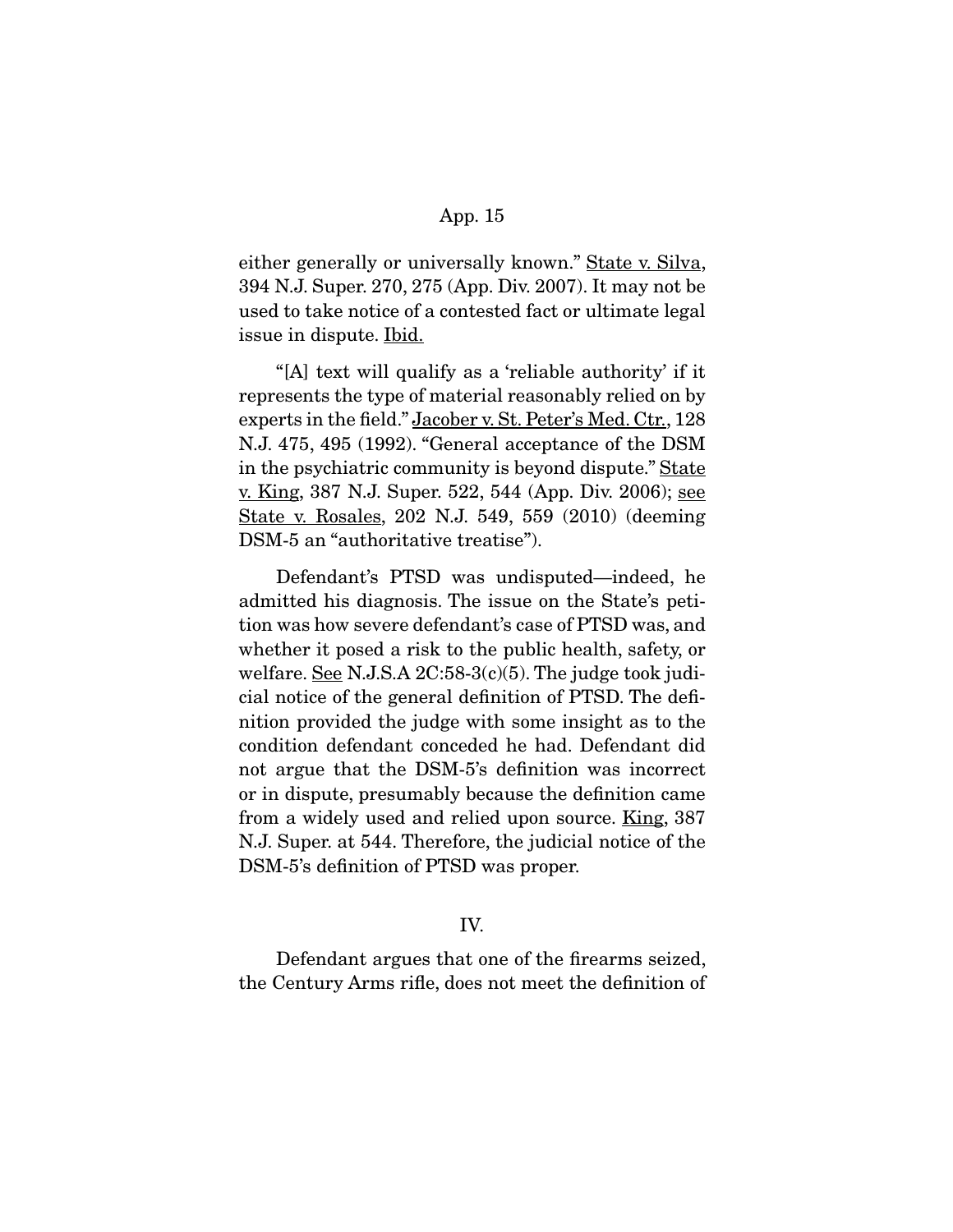either generally or universally known." State v. Silva, 394 N.J. Super. 270, 275 (App. Div. 2007). It may not be used to take notice of a contested fact or ultimate legal issue in dispute. Ibid.

"[A] text will qualify as a 'reliable authority' if it represents the type of material reasonably relied on by experts in the field." Jacober v. St. Peter's Med. Ctr., 128 N.J. 475, 495 (1992). "General acceptance of the DSM in the psychiatric community is beyond dispute." State v. King, 387 N.J. Super. 522, 544 (App. Div. 2006); see State v. Rosales, 202 N.J. 549, 559 (2010) (deeming DSM-5 an "authoritative treatise").

Defendant's PTSD was undisputed—indeed, he admitted his diagnosis. The issue on the State's petition was how severe defendant's case of PTSD was, and whether it posed a risk to the public health, safety, or welfare. See N.J.S.A 2C:58-3(c)(5). The judge took judicial notice of the general definition of PTSD. The definition provided the judge with some insight as to the condition defendant conceded he had. Defendant did not argue that the DSM-5's definition was incorrect or in dispute, presumably because the definition came from a widely used and relied upon source. King, 387 N.J. Super. at 544. Therefore, the judicial notice of the DSM-5's definition of PTSD was proper.

## IV.

Defendant argues that one of the firearms seized, the Century Arms rifle, does not meet the definition of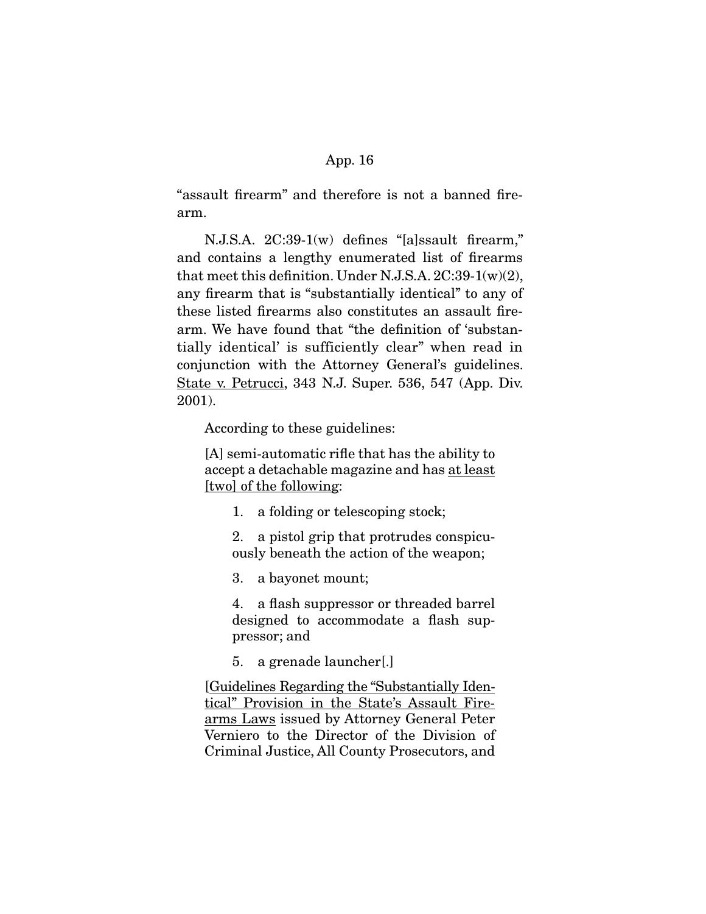"assault firearm" and therefore is not a banned firearm.

N.J.S.A. 2C:39-1(w) defines "[a]ssault firearm," and contains a lengthy enumerated list of firearms that meet this definition. Under N.J.S.A. 2C:39-1(w)(2), any firearm that is "substantially identical" to any of these listed firearms also constitutes an assault firearm. We have found that "the definition of 'substantially identical' is sufficiently clear" when read in conjunction with the Attorney General's guidelines. State v. Petrucci, 343 N.J. Super. 536, 547 (App. Div. 2001).

According to these guidelines:

> [A] semi-automatic rifle that has the ability to accept a detachable magazine and has at least [two] of the following:
>
> 1. a folding or telescoping stock;
> 2. a pistol grip that protrudes conspicuously beneath the action of the weapon;
> 3. a bayonet mount;
> 4. a flash suppressor or threaded barrel designed to accommodate a flash suppressor; and
> 5. a grenade launcher[.]
>
> [Guidelines Regarding the "Substantially Identical" Provision in the State's Assault Firearms Laws issued by Attorney General Peter Verniero to the Director of the Division of Criminal Justice, All County Prosecutors, and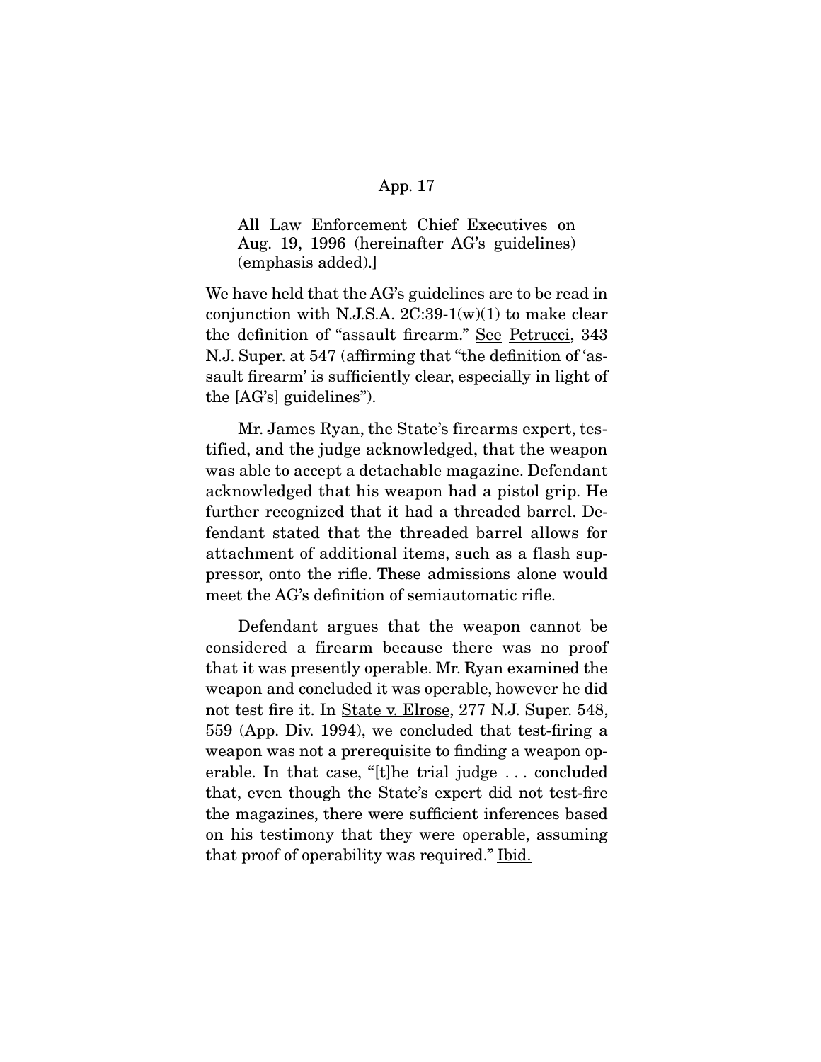All Law Enforcement Chief Executives on Aug. 19, 1996 (hereinafter AG's guidelines) (emphasis added).]

We have held that the AG's guidelines are to be read in conjunction with N.J.S.A. 2C:39-1(w)(1) to make clear the definition of "assault firearm." See Petrucci, 343 N.J. Super. at 547 (affirming that "the definition of 'assault firearm' is sufficiently clear, especially in light of the [AG's] guidelines").

Mr. James Ryan, the State's firearms expert, testified, and the judge acknowledged, that the weapon was able to accept a detachable magazine. Defendant acknowledged that his weapon had a pistol grip. He further recognized that it had a threaded barrel. Defendant stated that the threaded barrel allows for attachment of additional items, such as a flash suppressor, onto the rifle. These admissions alone would meet the AG's definition of semiautomatic rifle.

Defendant argues that the weapon cannot be considered a firearm because there was no proof that it was presently operable. Mr. Ryan examined the weapon and concluded it was operable, however he did not test fire it. In State v. Elrose, 277 N.J. Super. 548, 559 (App. Div. 1994), we concluded that test-firing a weapon was not a prerequisite to finding a weapon operable. In that case, "[t]he trial judge . . . concluded that, even though the State's expert did not test-fire the magazines, there were sufficient inferences based on his testimony that they were operable, assuming that proof of operability was required." Ibid.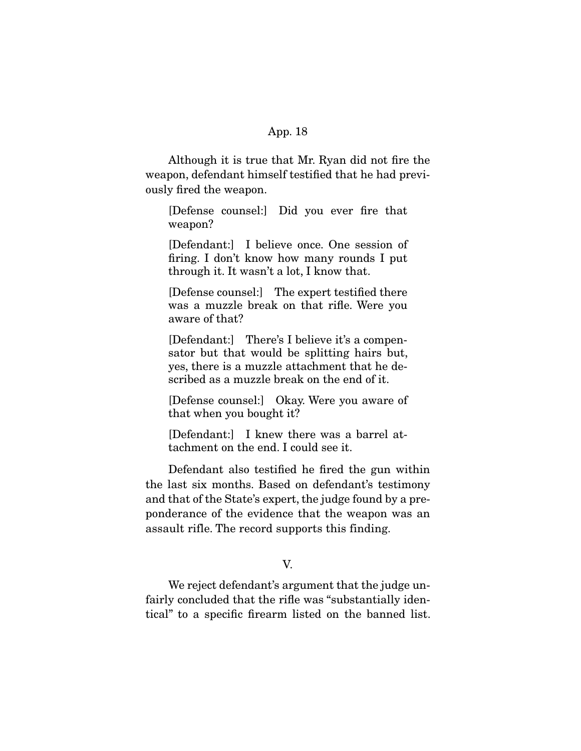Although it is true that Mr. Ryan did not fire the weapon, defendant himself testified that he had previously fired the weapon.

> [Defense counsel:] Did you ever fire that weapon?
>
> [Defendant:] I believe once. One session of firing. I don't know how many rounds I put through it. It wasn't a lot, I know that.
>
> [Defense counsel:] The expert testified there was a muzzle break on that rifle. Were you aware of that?
>
> [Defendant:] There's I believe it's a compensator but that would be splitting hairs but, yes, there is a muzzle attachment that he described as a muzzle break on the end of it.
>
> [Defense counsel:] Okay. Were you aware of that when you bought it?
>
> [Defendant:] I knew there was a barrel attachment on the end. I could see it.

Defendant also testified he fired the gun within the last six months. Based on defendant's testimony and that of the State's expert, the judge found by a preponderance of the evidence that the weapon was an assault rifle. The record supports this finding.

## V.

We reject defendant's argument that the judge unfairly concluded that the rifle was "substantially identical" to a specific firearm listed on the banned list.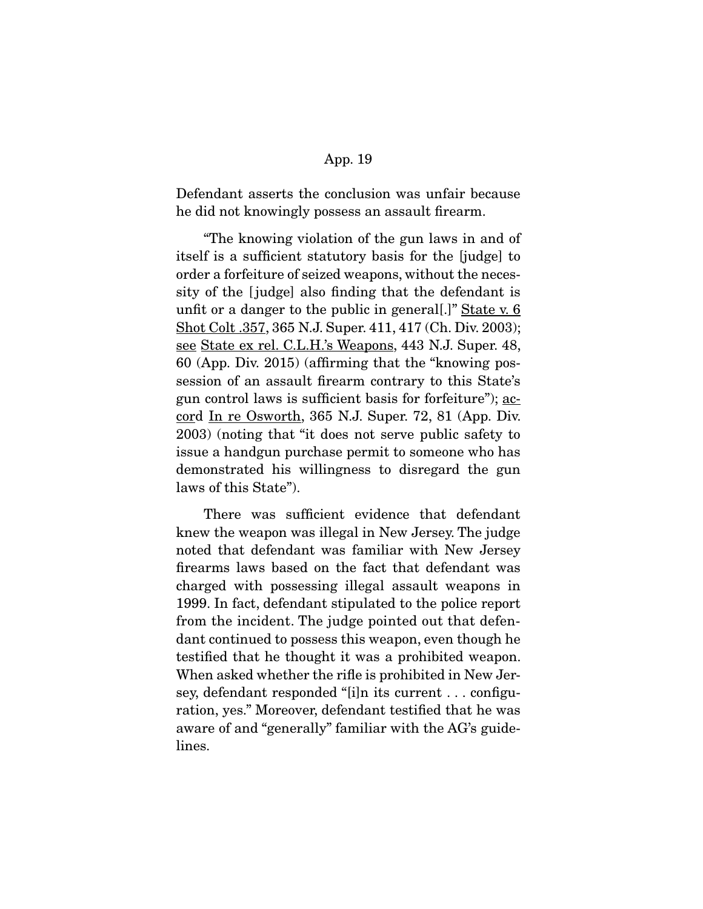Defendant asserts the conclusion was unfair because he did not knowingly possess an assault firearm.

"The knowing violation of the gun laws in and of itself is a sufficient statutory basis for the [judge] to order a forfeiture of seized weapons, without the necessity of the [judge] also finding that the defendant is unfit or a danger to the public in general[.]" State v. 6 Shot Colt .357, 365 N.J. Super. 411, 417 (Ch. Div. 2003); see State ex rel. C.L.H.'s Weapons, 443 N.J. Super. 48, 60 (App. Div. 2015) (affirming that the "knowing possession of an assault firearm contrary to this State's gun control laws is sufficient basis for forfeiture"); accord In re Osworth, 365 N.J. Super. 72, 81 (App. Div. 2003) (noting that "it does not serve public safety to issue a handgun purchase permit to someone who has demonstrated his willingness to disregard the gun laws of this State").

There was sufficient evidence that defendant knew the weapon was illegal in New Jersey. The judge noted that defendant was familiar with New Jersey firearms laws based on the fact that defendant was charged with possessing illegal assault weapons in 1999. In fact, defendant stipulated to the police report from the incident. The judge pointed out that defendant continued to possess this weapon, even though he testified that he thought it was a prohibited weapon. When asked whether the rifle is prohibited in New Jersey, defendant responded "[i]n its current . . . configuration, yes." Moreover, defendant testified that he was aware of and "generally" familiar with the AG's guidelines.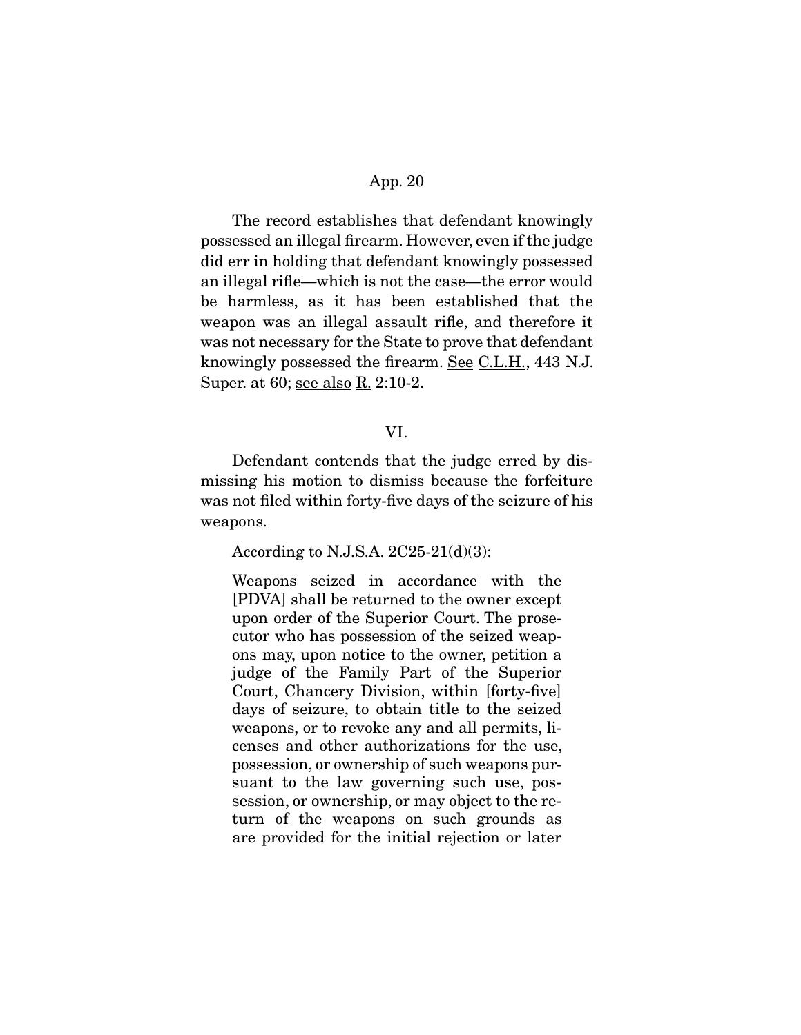The record establishes that defendant knowingly possessed an illegal firearm. However, even if the judge did err in holding that defendant knowingly possessed an illegal rifle—which is not the case—the error would be harmless, as it has been established that the weapon was an illegal assault rifle, and therefore it was not necessary for the State to prove that defendant knowingly possessed the firearm. See C.L.H., 443 N.J. Super. at 60; see also R. 2:10-2.

VI.

Defendant contends that the judge erred by dismissing his motion to dismiss because the forfeiture was not filed within forty-five days of the seizure of his weapons.

According to N.J.S.A. 2C25-21(d)(3):

> Weapons seized in accordance with the [PDVA] shall be returned to the owner except upon order of the Superior Court. The prosecutor who has possession of the seized weapons may, upon notice to the owner, petition a judge of the Family Part of the Superior Court, Chancery Division, within [forty-five] days of seizure, to obtain title to the seized weapons, or to revoke any and all permits, licenses and other authorizations for the use, possession, or ownership of such weapons pursuant to the law governing such use, possession, or ownership, or may object to the return of the weapons on such grounds as are provided for the initial rejection or later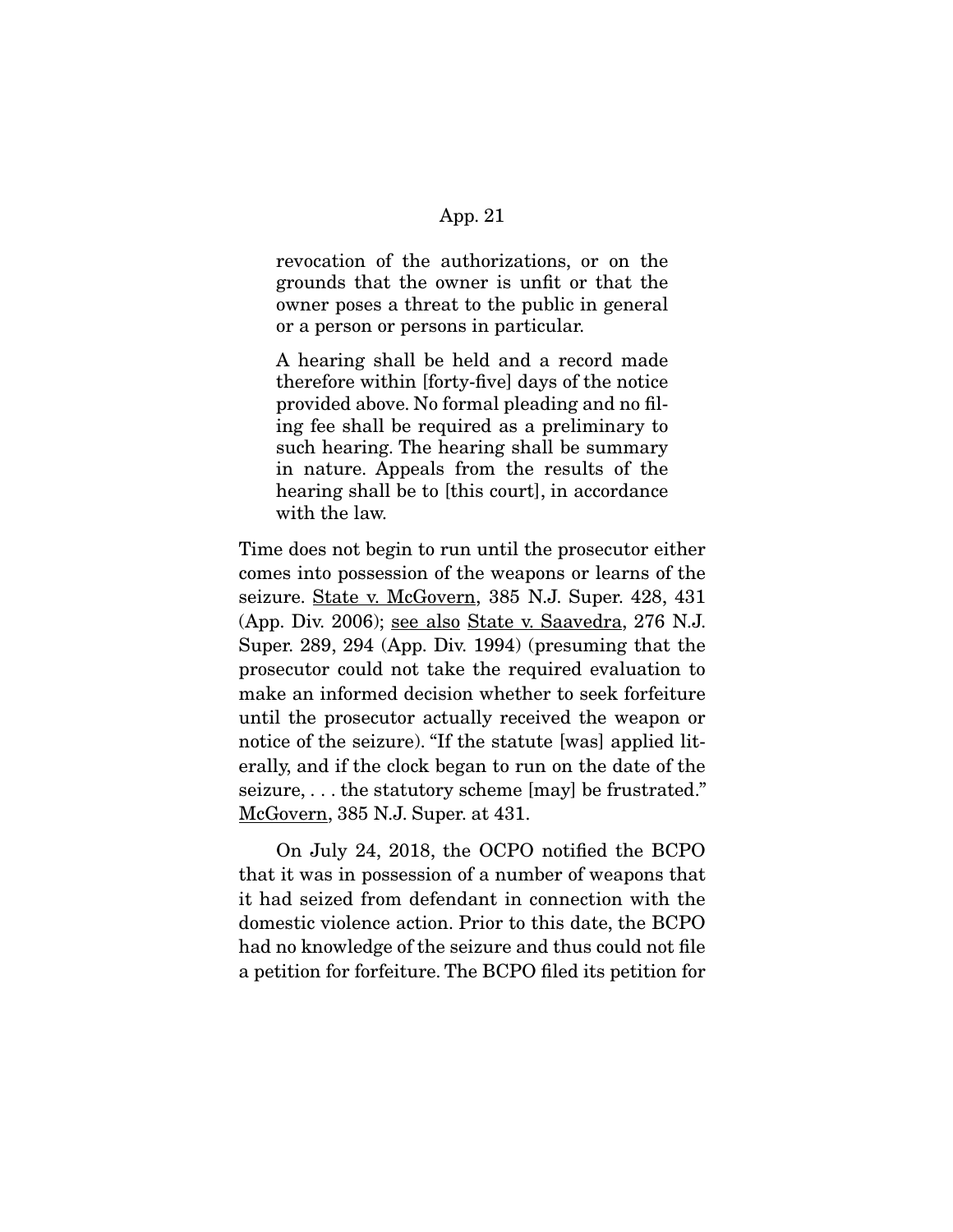> revocation of the authorizations, or on the grounds that the owner is unfit or that the owner poses a threat to the public in general or a person or persons in particular.
>
> A hearing shall be held and a record made therefore within [forty-five] days of the notice provided above. No formal pleading and no filing fee shall be required as a preliminary to such hearing. The hearing shall be summary in nature. Appeals from the results of the hearing shall be to [this court], in accordance with the law.

Time does not begin to run until the prosecutor either comes into possession of the weapons or learns of the seizure. State v. McGovern, 385 N.J. Super. 428, 431 (App. Div. 2006); see also State v. Saavedra, 276 N.J. Super. 289, 294 (App. Div. 1994) (presuming that the prosecutor could not take the required evaluation to make an informed decision whether to seek forfeiture until the prosecutor actually received the weapon or notice of the seizure). "If the statute [was] applied literally, and if the clock began to run on the date of the seizure, . . . the statutory scheme [may] be frustrated." McGovern, 385 N.J. Super. at 431.

On July 24, 2018, the OCPO notified the BCPO that it was in possession of a number of weapons that it had seized from defendant in connection with the domestic violence action. Prior to this date, the BCPO had no knowledge of the seizure and thus could not file a petition for forfeiture. The BCPO filed its petition for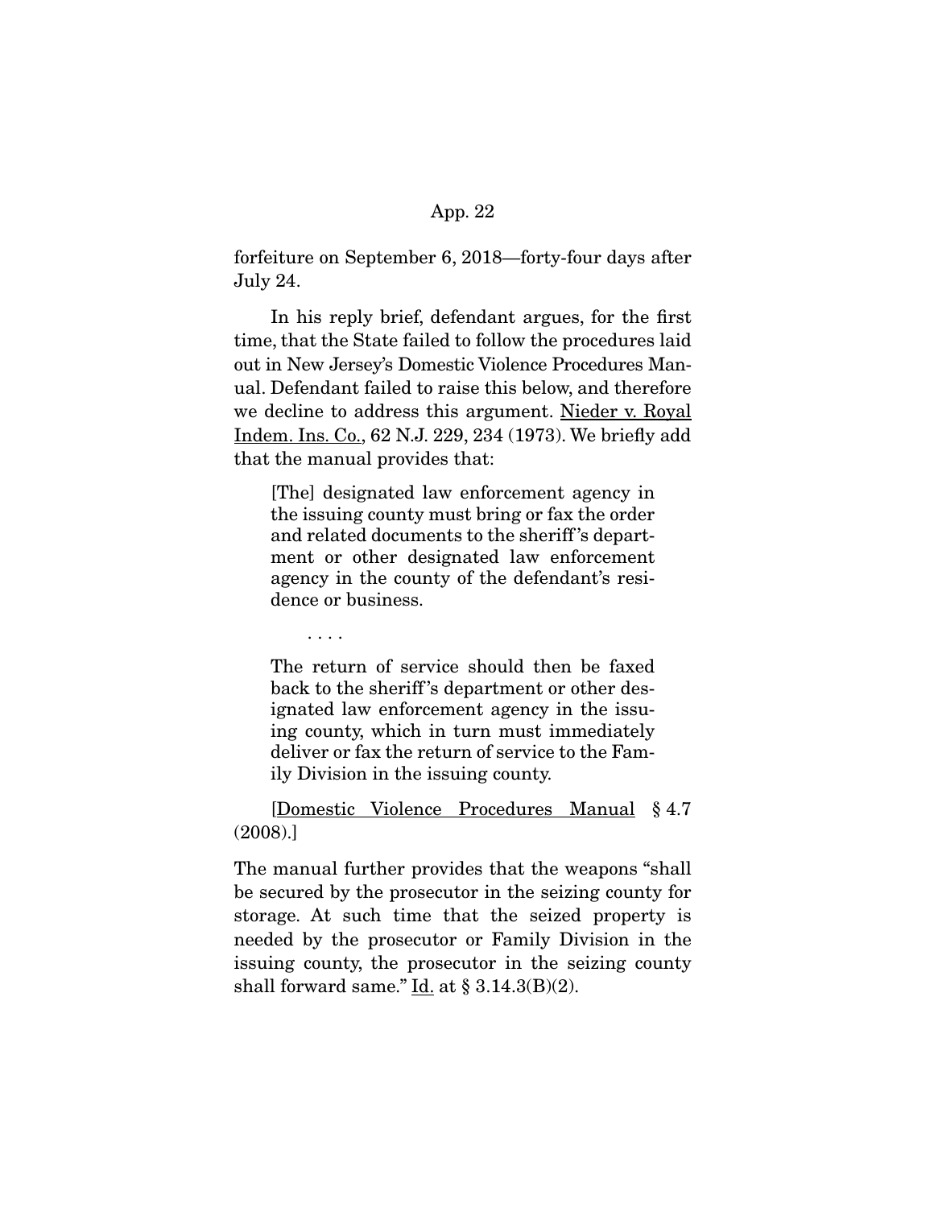forfeiture on September 6, 2018—forty-four days after July 24.

In his reply brief, defendant argues, for the first time, that the State failed to follow the procedures laid out in New Jersey's Domestic Violence Procedures Manual. Defendant failed to raise this below, and therefore we decline to address this argument. Nieder v. Royal Indem. Ins. Co., 62 N.J. 229, 234 (1973). We briefly add that the manual provides that:

> [The] designated law enforcement agency in the issuing county must bring or fax the order and related documents to the sheriff's department or other designated law enforcement agency in the county of the defendant's residence or business.
>
> . . . .
>
> The return of service should then be faxed back to the sheriff's department or other designated law enforcement agency in the issuing county, which in turn must immediately deliver or fax the return of service to the Family Division in the issuing county.
>
> [Domestic Violence Procedures Manual § 4.7 (2008).]

The manual further provides that the weapons "shall be secured by the prosecutor in the seizing county for storage. At such time that the seized property is needed by the prosecutor or Family Division in the issuing county, the prosecutor in the seizing county shall forward same." Id. at § 3.14.3(B)(2).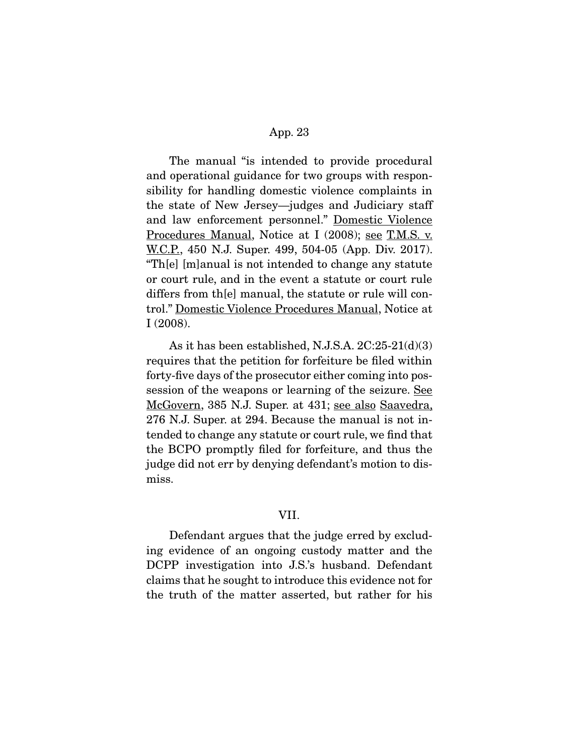The manual "is intended to provide procedural and operational guidance for two groups with responsibility for handling domestic violence complaints in the state of New Jersey—judges and Judiciary staff and law enforcement personnel." Domestic Violence Procedures Manual, Notice at I (2008); see T.M.S. v. W.C.P., 450 N.J. Super. 499, 504-05 (App. Div. 2017). "Th[e] [m]anual is not intended to change any statute or court rule, and in the event a statute or court rule differs from th[e] manual, the statute or rule will control." Domestic Violence Procedures Manual, Notice at I (2008).

As it has been established, N.J.S.A. 2C:25-21(d)(3) requires that the petition for forfeiture be filed within forty-five days of the prosecutor either coming into possession of the weapons or learning of the seizure. See McGovern, 385 N.J. Super. at 431; see also Saavedra, 276 N.J. Super. at 294. Because the manual is not intended to change any statute or court rule, we find that the BCPO promptly filed for forfeiture, and thus the judge did not err by denying defendant's motion to dismiss.

## VII.

Defendant argues that the judge erred by excluding evidence of an ongoing custody matter and the DCPP investigation into J.S.'s husband. Defendant claims that he sought to introduce this evidence not for the truth of the matter asserted, but rather for his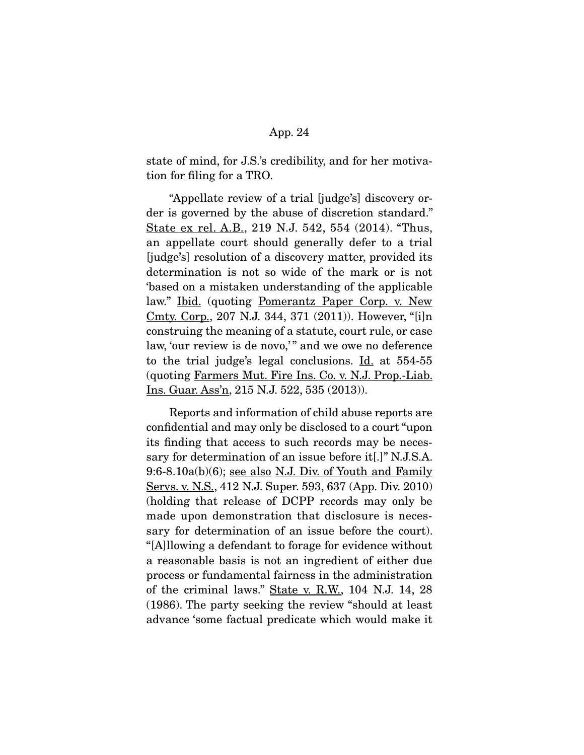state of mind, for J.S.'s credibility, and for her motivation for filing for a TRO.

"Appellate review of a trial [judge's] discovery order is governed by the abuse of discretion standard." State ex rel. A.B., 219 N.J. 542, 554 (2014). "Thus, an appellate court should generally defer to a trial [judge's] resolution of a discovery matter, provided its determination is not so wide of the mark or is not 'based on a mistaken understanding of the applicable law." Ibid. (quoting Pomerantz Paper Corp. v. New Cmty. Corp., 207 N.J. 344, 371 (2011)). However, "[i]n construing the meaning of a statute, court rule, or case law, 'our review is de novo,'" and we owe no deference to the trial judge's legal conclusions. Id. at 554-55 (quoting Farmers Mut. Fire Ins. Co. v. N.J. Prop.-Liab. Ins. Guar. Ass'n, 215 N.J. 522, 535 (2013)).

Reports and information of child abuse reports are confidential and may only be disclosed to a court "upon its finding that access to such records may be necessary for determination of an issue before it[.]" N.J.S.A. 9:6-8.10a(b)(6); see also N.J. Div. of Youth and Family Servs. v. N.S., 412 N.J. Super. 593, 637 (App. Div. 2010) (holding that release of DCPP records may only be made upon demonstration that disclosure is necessary for determination of an issue before the court). "[A]llowing a defendant to forage for evidence without a reasonable basis is not an ingredient of either due process or fundamental fairness in the administration of the criminal laws." State v. R.W., 104 N.J. 14, 28 (1986). The party seeking the review "should at least advance 'some factual predicate which would make it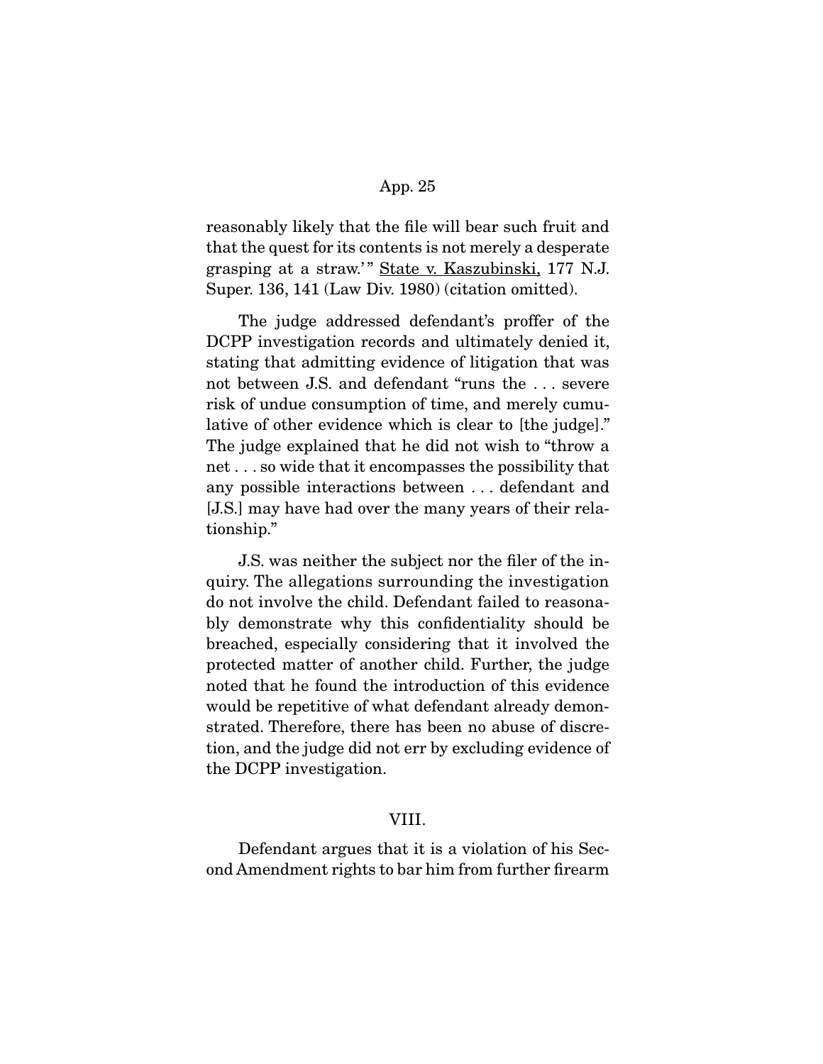reasonably likely that the file will bear such fruit and that the quest for its contents is not merely a desperate grasping at a straw.'" State v. Kaszubinski, 177 N.J. Super. 136, 141 (Law Div. 1980) (citation omitted).

The judge addressed defendant's proffer of the DCPP investigation records and ultimately denied it, stating that admitting evidence of litigation that was not between J.S. and defendant "runs the . . . severe risk of undue consumption of time, and merely cumulative of other evidence which is clear to [the judge]." The judge explained that he did not wish to "throw a net . . . so wide that it encompasses the possibility that any possible interactions between . . . defendant and [J.S.] may have had over the many years of their relationship."

J.S. was neither the subject nor the filer of the inquiry. The allegations surrounding the investigation do not involve the child. Defendant failed to reasonably demonstrate why this confidentiality should be breached, especially considering that it involved the protected matter of another child. Further, the judge noted that he found the introduction of this evidence would be repetitive of what defendant already demonstrated. Therefore, there has been no abuse of discretion, and the judge did not err by excluding evidence of the DCPP investigation.

## VIII.

Defendant argues that it is a violation of his Second Amendment rights to bar him from further firearm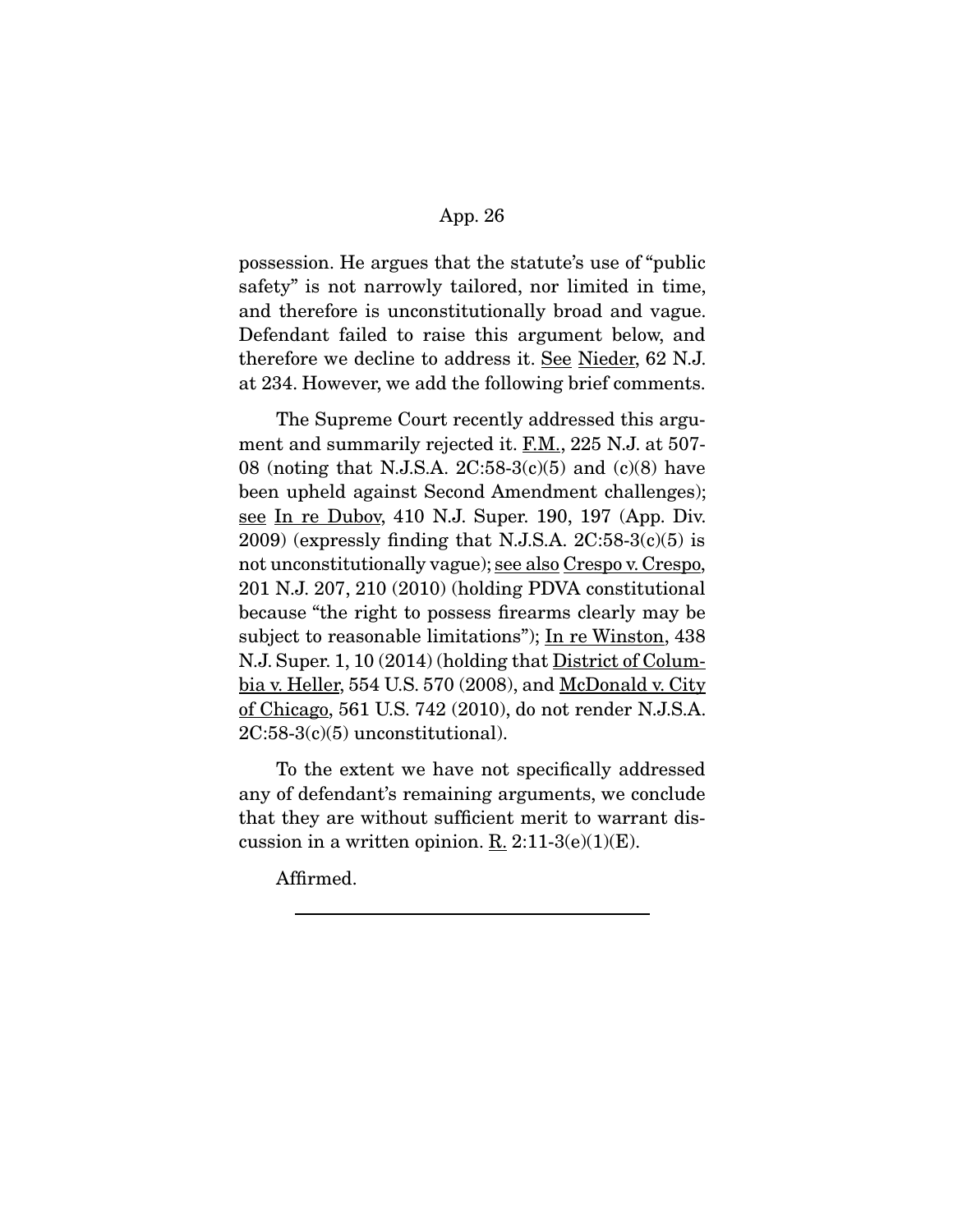possession. He argues that the statute's use of "public safety" is not narrowly tailored, nor limited in time, and therefore is unconstitutionally broad and vague. Defendant failed to raise this argument below, and therefore we decline to address it. See Nieder, 62 N.J. at 234. However, we add the following brief comments.

The Supreme Court recently addressed this argument and summarily rejected it. F.M., 225 N.J. at 507-08 (noting that N.J.S.A. 2C:58-3(c)(5) and (c)(8) have been upheld against Second Amendment challenges); see In re Dubov, 410 N.J. Super. 190, 197 (App. Div. 2009) (expressly finding that N.J.S.A. 2C:58-3(c)(5) is not unconstitutionally vague); see also Crespo v. Crespo, 201 N.J. 207, 210 (2010) (holding PDVA constitutional because "the right to possess firearms clearly may be subject to reasonable limitations"); In re Winston, 438 N.J. Super. 1, 10 (2014) (holding that District of Columbia v. Heller, 554 U.S. 570 (2008), and McDonald v. City of Chicago, 561 U.S. 742 (2010), do not render N.J.S.A. 2C:58-3(c)(5) unconstitutional).

To the extent we have not specifically addressed any of defendant's remaining arguments, we conclude that they are without sufficient merit to warrant discussion in a written opinion. R. 2:11-3(e)(1)(E).

Affirmed.

---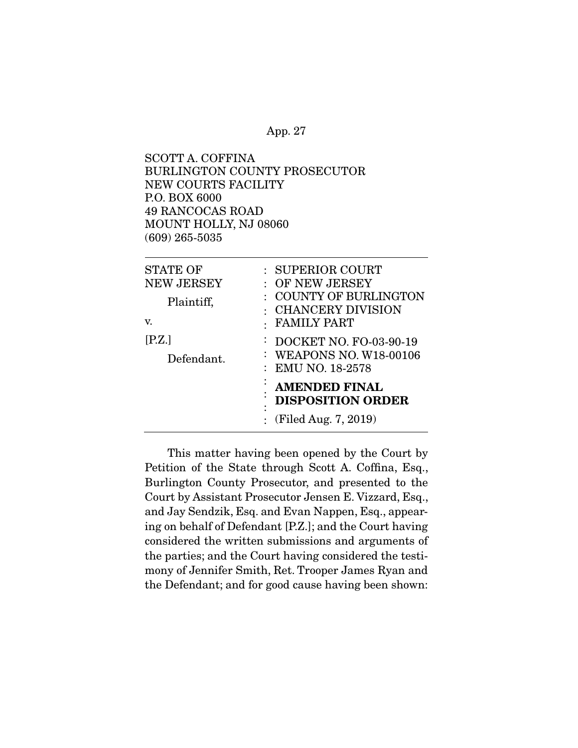SCOTT A. COFFINA
BURLINGTON COUNTY PROSECUTOR
NEW COURTS FACILITY
P.O. BOX 6000
49 RANCOCAS ROAD
MOUNT HOLLY, NJ 08060
(609) 265-5035

| | |
|---|---|
| STATE OF NEW JERSEY<br><br>Plaintiff,<br><br>v.<br><br>[P.Z.]<br><br>Defendant. | : SUPERIOR COURT<br>: OF NEW JERSEY<br>: COUNTY OF BURLINGTON<br>: CHANCERY DIVISION<br>: FAMILY PART<br><br>: DOCKET NO. FO-03-90-19<br>: WEAPONS NO. W18-00106<br>: EMU NO. 18-2578<br><br>: **AMENDED FINAL DISPOSITION ORDER**<br><br>: (Filed Aug. 7, 2019) |

This matter having been opened by the Court by Petition of the State through Scott A. Coffina, Esq., Burlington County Prosecutor, and presented to the Court by Assistant Prosecutor Jensen E. Vizzard, Esq., and Jay Sendzik, Esq. and Evan Nappen, Esq., appearing on behalf of Defendant [P.Z.]; and the Court having considered the written submissions and arguments of the parties; and the Court having considered the testimony of Jennifer Smith, Ret. Trooper James Ryan and the Defendant; and for good cause having been shown: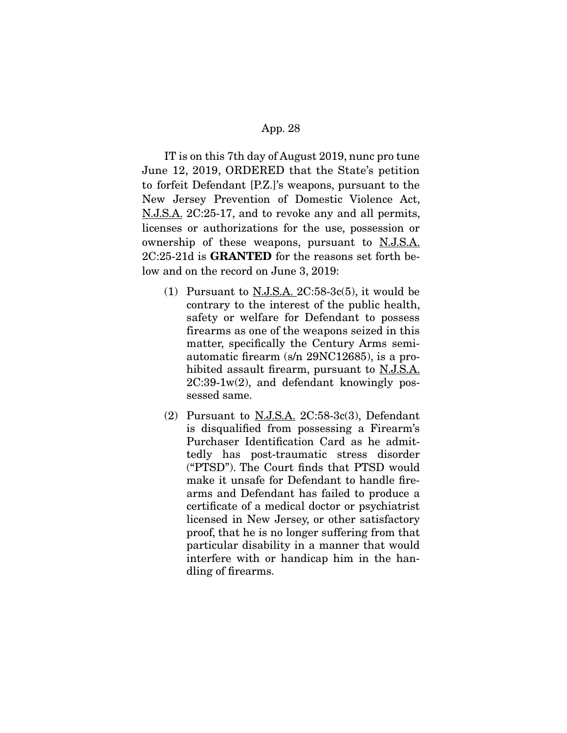IT is on this 7th day of August 2019, nunc pro tune June 12, 2019, ORDERED that the State's petition to forfeit Defendant [P.Z.]'s weapons, pursuant to the New Jersey Prevention of Domestic Violence Act, N.J.S.A. 2C:25-17, and to revoke any and all permits, licenses or authorizations for the use, possession or ownership of these weapons, pursuant to N.J.S.A. 2C:25-21d is **GRANTED** for the reasons set forth below and on the record on June 3, 2019:

(1) Pursuant to N.J.S.A. 2C:58-3c(5), it would be contrary to the interest of the public health, safety or welfare for Defendant to possess firearms as one of the weapons seized in this matter, specifically the Century Arms semi-automatic firearm (s/n 29NC12685), is a prohibited assault firearm, pursuant to N.J.S.A. 2C:39-1w(2), and defendant knowingly possessed same.

(2) Pursuant to N.J.S.A. 2C:58-3c(3), Defendant is disqualified from possessing a Firearm's Purchaser Identification Card as he admittedly has post-traumatic stress disorder ("PTSD"). The Court finds that PTSD would make it unsafe for Defendant to handle firearms and Defendant has failed to produce a certificate of a medical doctor or psychiatrist licensed in New Jersey, or other satisfactory proof, that he is no longer suffering from that particular disability in a manner that would interfere with or handicap him in the handling of firearms.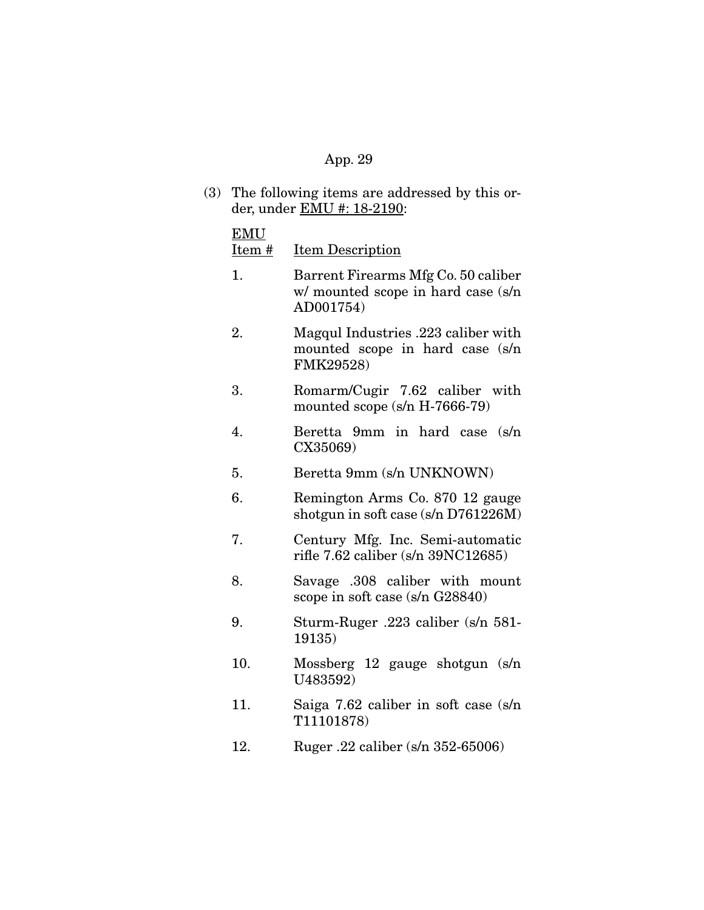(3) The following items are addressed by this order, under EMU #: 18-2190:

| EMU Item # | Item Description |
|---|---|
| 1. | Barrent Firearms Mfg Co. 50 caliber w/ mounted scope in hard case (s/n AD001754) |
| 2. | Magqul Industries .223 caliber with mounted scope in hard case (s/n FMK29528) |
| 3. | Romarm/Cugir 7.62 caliber with mounted scope (s/n H-7666-79) |
| 4. | Beretta 9mm in hard case (s/n CX35069) |
| 5. | Beretta 9mm (s/n UNKNOWN) |
| 6. | Remington Arms Co. 870 12 gauge shotgun in soft case (s/n D761226M) |
| 7. | Century Mfg. Inc. Semi-automatic rifle 7.62 caliber (s/n 39NC12685) |
| 8. | Savage .308 caliber with mount scope in soft case (s/n G28840) |
| 9. | Sturm-Ruger .223 caliber (s/n 581-19135) |
| 10. | Mossberg 12 gauge shotgun (s/n U483592) |
| 11. | Saiga 7.62 caliber in soft case (s/n T11101878) |
| 12. | Ruger .22 caliber (s/n 352-65006) |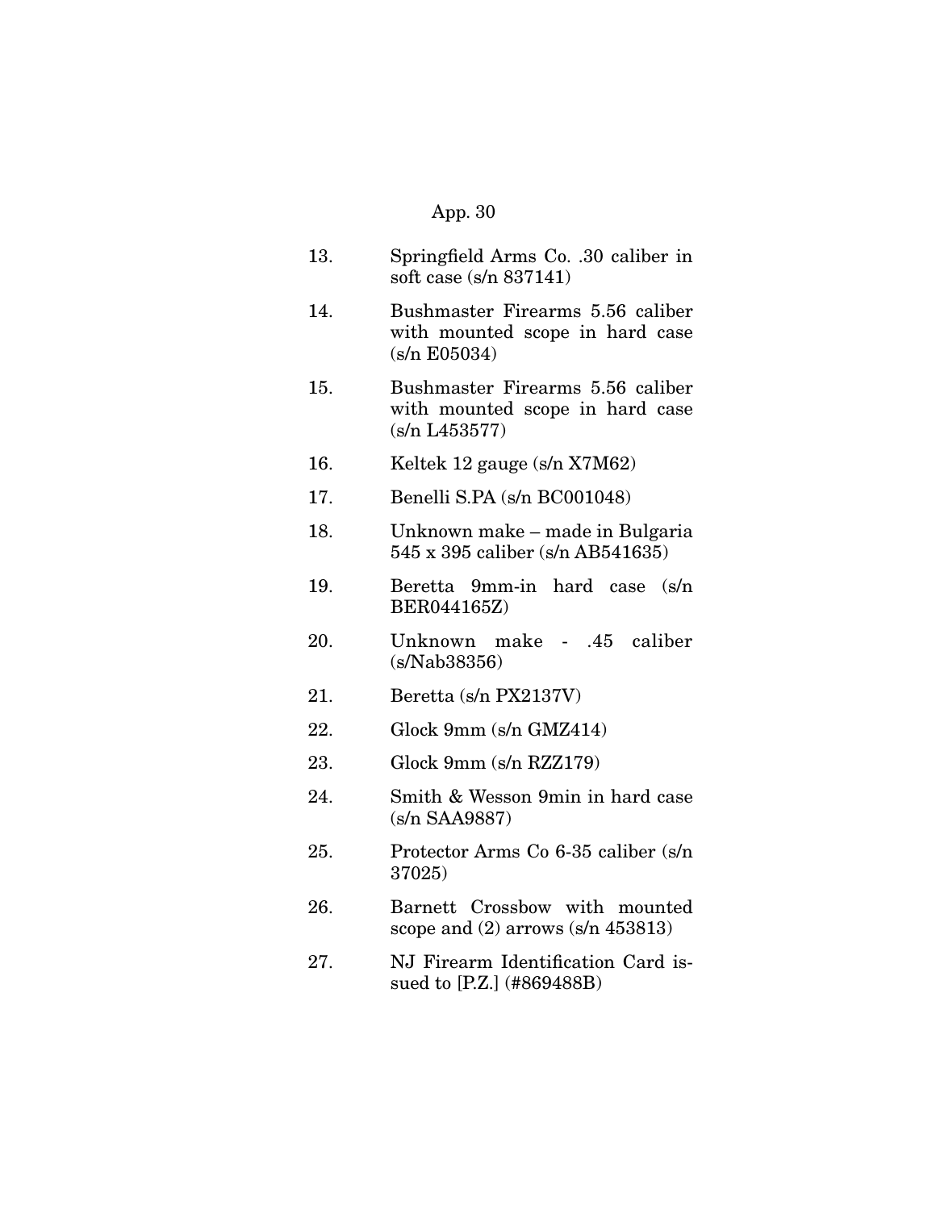13. Springfield Arms Co. .30 caliber in soft case (s/n 837141)

14. Bushmaster Firearms 5.56 caliber with mounted scope in hard case (s/n E05034)

15. Bushmaster Firearms 5.56 caliber with mounted scope in hard case (s/n L453577)

16. Keltek 12 gauge (s/n X7M62)

17. Benelli S.PA (s/n BC001048)

18. Unknown make – made in Bulgaria 545 x 395 caliber (s/n AB541635)

19. Beretta 9mm-in hard case (s/n BER044165Z)

20. Unknown make - .45 caliber (s/Nab38356)

21. Beretta (s/n PX2137V)

22. Glock 9mm (s/n GMZ414)

23. Glock 9mm (s/n RZZ179)

24. Smith & Wesson 9min in hard case (s/n SAA9887)

25. Protector Arms Co 6-35 caliber (s/n 37025)

26. Barnett Crossbow with mounted scope and (2) arrows (s/n 453813)

27. NJ Firearm Identification Card issued to [P.Z.] (#869488B)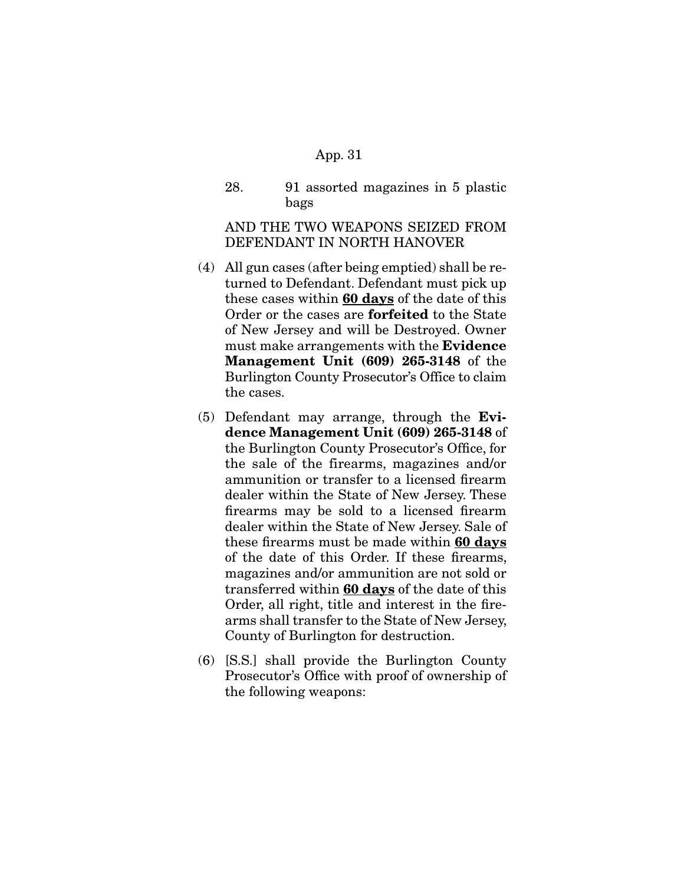28. 91 assorted magazines in 5 plastic bags

AND THE TWO WEAPONS SEIZED FROM DEFENDANT IN NORTH HANOVER

(4) All gun cases (after being emptied) shall be returned to Defendant. Defendant must pick up these cases within **<u>60 days</u>** of the date of this Order or the cases are **forfeited** to the State of New Jersey and will be Destroyed. Owner must make arrangements with the **Evidence Management Unit (609) 265-3148** of the Burlington County Prosecutor's Office to claim the cases.

(5) Defendant may arrange, through the **Evidence Management Unit (609) 265-3148** of the Burlington County Prosecutor's Office, for the sale of the firearms, magazines and/or ammunition or transfer to a licensed firearm dealer within the State of New Jersey. These firearms may be sold to a licensed firearm dealer within the State of New Jersey. Sale of these firearms must be made within **<u>60 days</u>** of the date of this Order. If these firearms, magazines and/or ammunition are not sold or transferred within **<u>60 days</u>** of the date of this Order, all right, title and interest in the firearms shall transfer to the State of New Jersey, County of Burlington for destruction.

(6) [S.S.] shall provide the Burlington County Prosecutor's Office with proof of ownership of the following weapons: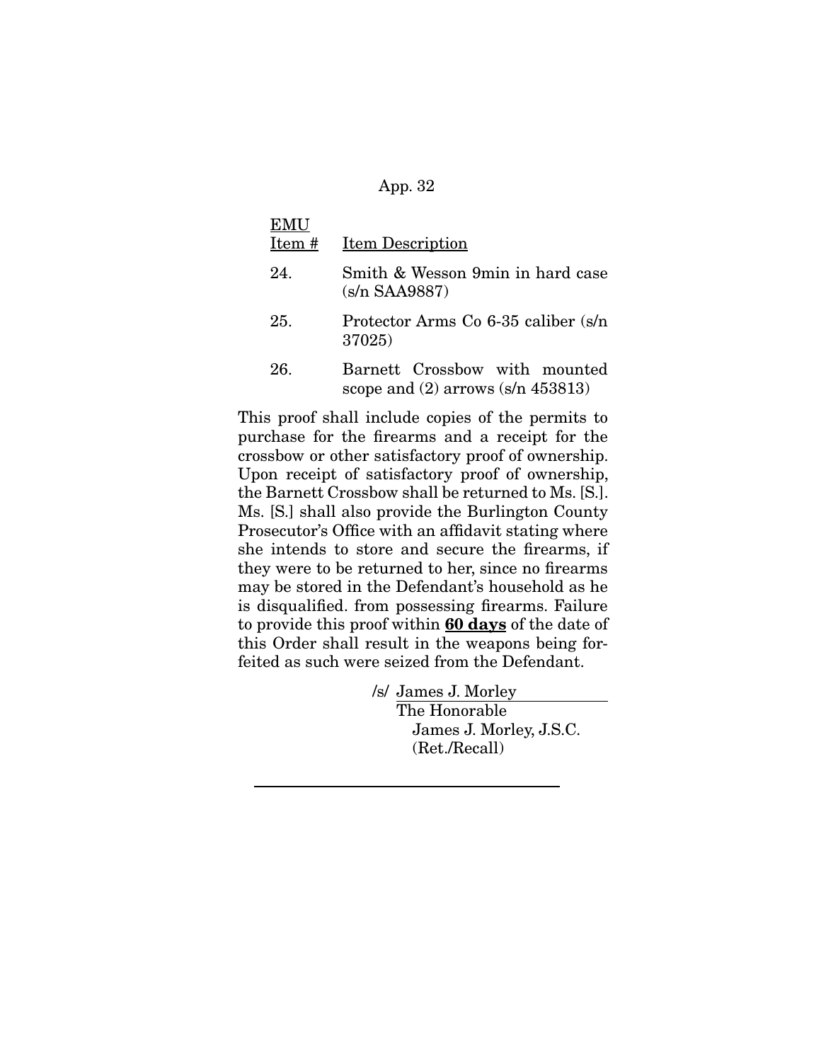| EMU Item # | Item Description |
|---|---|
| 24. | Smith & Wesson 9min in hard case (s/n SAA9887) |
| 25. | Protector Arms Co 6-35 caliber (s/n 37025) |
| 26. | Barnett Crossbow with mounted scope and (2) arrows (s/n 453813) |

This proof shall include copies of the permits to purchase for the firearms and a receipt for the crossbow or other satisfactory proof of ownership. Upon receipt of satisfactory proof of ownership, the Barnett Crossbow shall be returned to Ms. [S.]. Ms. [S.] shall also provide the Burlington County Prosecutor's Office with an affidavit stating where she intends to store and secure the firearms, if they were to be returned to her, since no firearms may be stored in the Defendant's household as he is disqualified. from possessing firearms. Failure to provide this proof within **60 days** of the date of this Order shall result in the weapons being forfeited as such were seized from the Defendant.

/s/ James J. Morley
The Honorable
James J. Morley, J.S.C.
(Ret./Recall)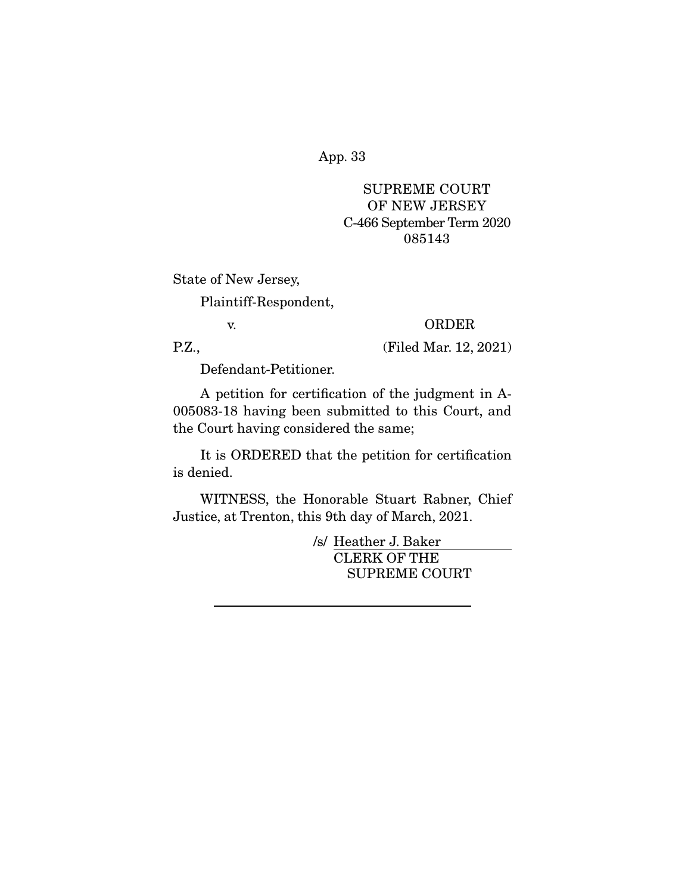SUPREME COURT
OF NEW JERSEY
C-466 September Term 2020
085143

State of New Jersey,

Plaintiff-Respondent,

v.

ORDER

P.Z.,

(Filed Mar. 12, 2021)

Defendant-Petitioner.

A petition for certification of the judgment in A-005083-18 having been submitted to this Court, and the Court having considered the same;

It is ORDERED that the petition for certification is denied.

WITNESS, the Honorable Stuart Rabner, Chief Justice, at Trenton, this 9th day of March, 2021.

/s/ Heather J. Baker
CLERK OF THE
SUPREME COURT